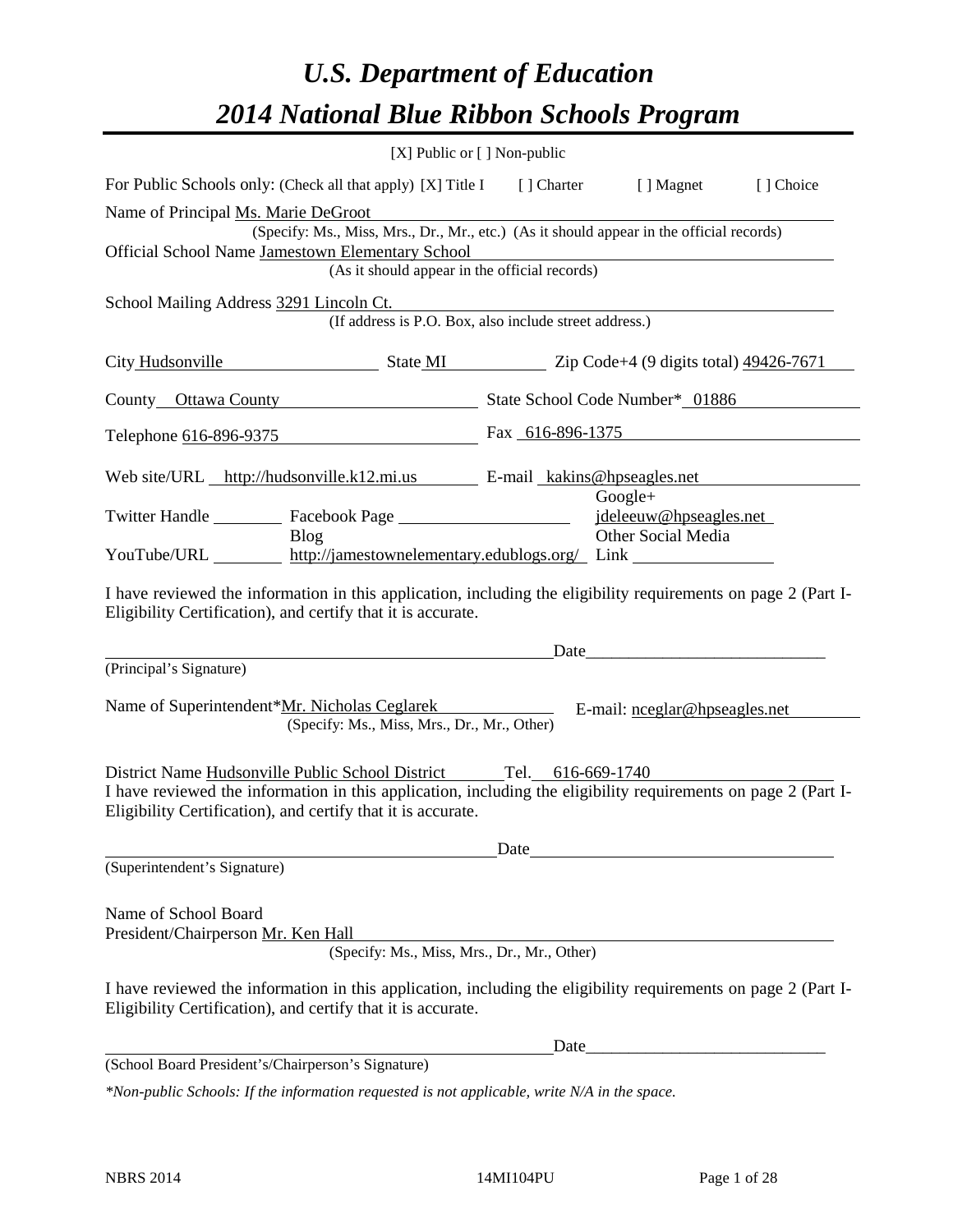# *U.S. Department of Education*

# *2014 National Blue Ribbon Schools Program*

[X] Public or [ ] Non-public

For Public Schools only: (Check all that apply) [X] Title I [ ] Charter [ ] Magnet [ ] Choice

Name of Principal Ms. Marie DeGroot
(Specify: Ms., Miss, Mrs., Dr., Mr., etc.) (As it should appear in the official records)

Official School Name Jamestown Elementary School
(As it should appear in the official records)

School Mailing Address 3291 Lincoln Ct.
(If address is P.O. Box, also include street address.)

City Hudsonville State MI Zip Code+4 (9 digits total) 49426-7671

County Ottawa County State School Code Number* 01886

Telephone 616-896-9375 Fax 616-896-1375

Web site/URL http://hudsonville.k12.mi.us E-mail kakins@hpseagles.net

Twitter Handle ________ Facebook Page ________ Google+ jdeleeuw@hpseagles.net

YouTube/URL ________ Blog http://jamestownelementary.edublogs.org/ Other Social Media Link ________

I have reviewed the information in this application, including the eligibility requirements on page 2 (Part I-Eligibility Certification), and certify that it is accurate.

_________________________________________ Date___________________________
(Principal's Signature)

Name of Superintendent*Mr. Nicholas Ceglarek E-mail: nceglar@hpseagles.net
(Specify: Ms., Miss, Mrs., Dr., Mr., Other)

District Name Hudsonville Public School District Tel. 616-669-1740

I have reviewed the information in this application, including the eligibility requirements on page 2 (Part I-Eligibility Certification), and certify that it is accurate.

_________________________________________ Date___________________________
(Superintendent's Signature)

Name of School Board
President/Chairperson Mr. Ken Hall
(Specify: Ms., Miss, Mrs., Dr., Mr., Other)

I have reviewed the information in this application, including the eligibility requirements on page 2 (Part I-Eligibility Certification), and certify that it is accurate.

_________________________________________ Date___________________________
(School Board President's/Chairperson's Signature)

*\*Non-public Schools: If the information requested is not applicable, write N/A in the space.*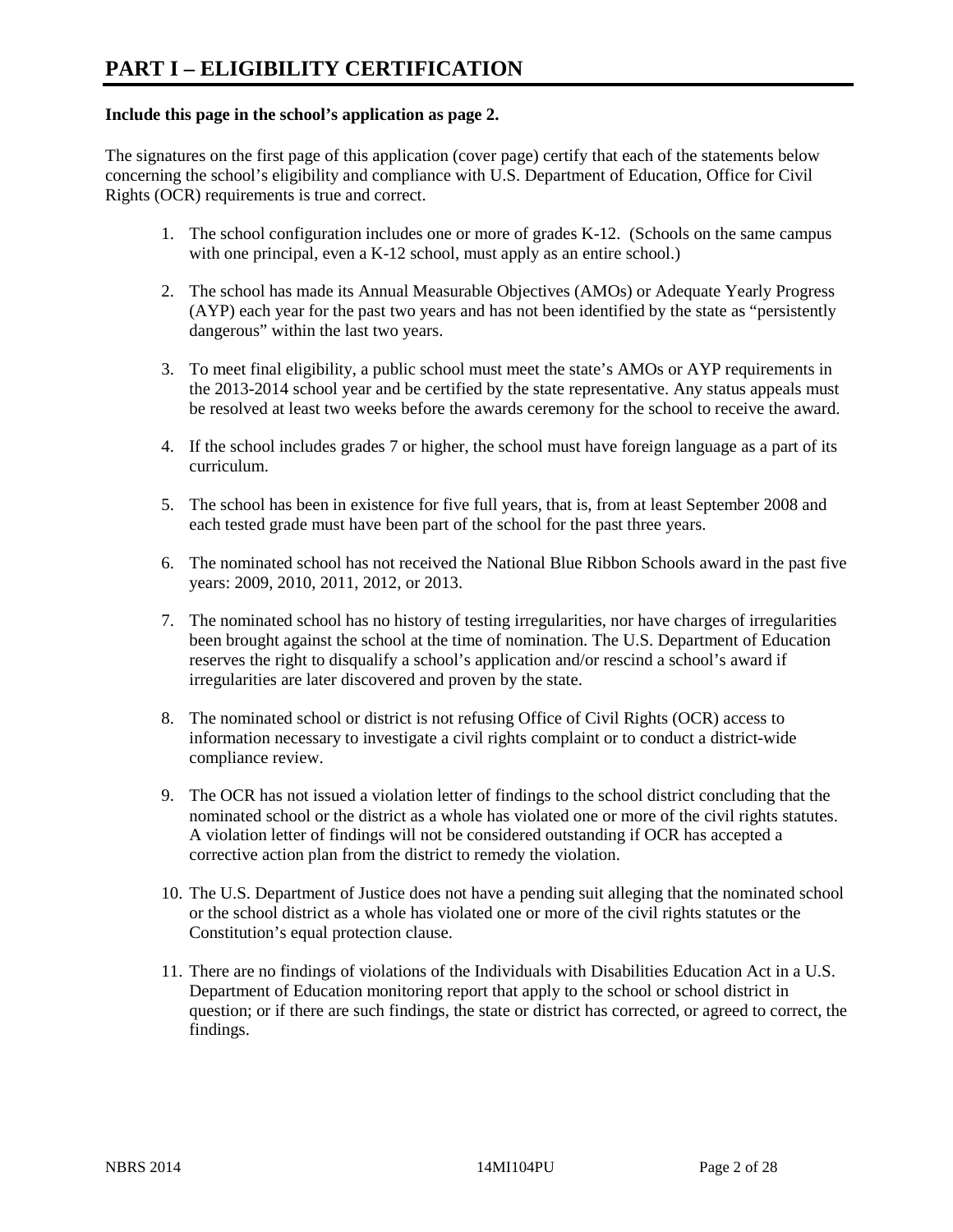# PART I – ELIGIBILITY CERTIFICATION

**Include this page in the school's application as page 2.**

The signatures on the first page of this application (cover page) certify that each of the statements below concerning the school's eligibility and compliance with U.S. Department of Education, Office for Civil Rights (OCR) requirements is true and correct.

1. The school configuration includes one or more of grades K-12. (Schools on the same campus with one principal, even a K-12 school, must apply as an entire school.)
2. The school has made its Annual Measurable Objectives (AMOs) or Adequate Yearly Progress (AYP) each year for the past two years and has not been identified by the state as "persistently dangerous" within the last two years.
3. To meet final eligibility, a public school must meet the state's AMOs or AYP requirements in the 2013-2014 school year and be certified by the state representative. Any status appeals must be resolved at least two weeks before the awards ceremony for the school to receive the award.
4. If the school includes grades 7 or higher, the school must have foreign language as a part of its curriculum.
5. The school has been in existence for five full years, that is, from at least September 2008 and each tested grade must have been part of the school for the past three years.
6. The nominated school has not received the National Blue Ribbon Schools award in the past five years: 2009, 2010, 2011, 2012, or 2013.
7. The nominated school has no history of testing irregularities, nor have charges of irregularities been brought against the school at the time of nomination. The U.S. Department of Education reserves the right to disqualify a school's application and/or rescind a school's award if irregularities are later discovered and proven by the state.
8. The nominated school or district is not refusing Office of Civil Rights (OCR) access to information necessary to investigate a civil rights complaint or to conduct a district-wide compliance review.
9. The OCR has not issued a violation letter of findings to the school district concluding that the nominated school or the district as a whole has violated one or more of the civil rights statutes. A violation letter of findings will not be considered outstanding if OCR has accepted a corrective action plan from the district to remedy the violation.
10. The U.S. Department of Justice does not have a pending suit alleging that the nominated school or the school district as a whole has violated one or more of the civil rights statutes or the Constitution's equal protection clause.
11. There are no findings of violations of the Individuals with Disabilities Education Act in a U.S. Department of Education monitoring report that apply to the school or school district in question; or if there are such findings, the state or district has corrected, or agreed to correct, the findings.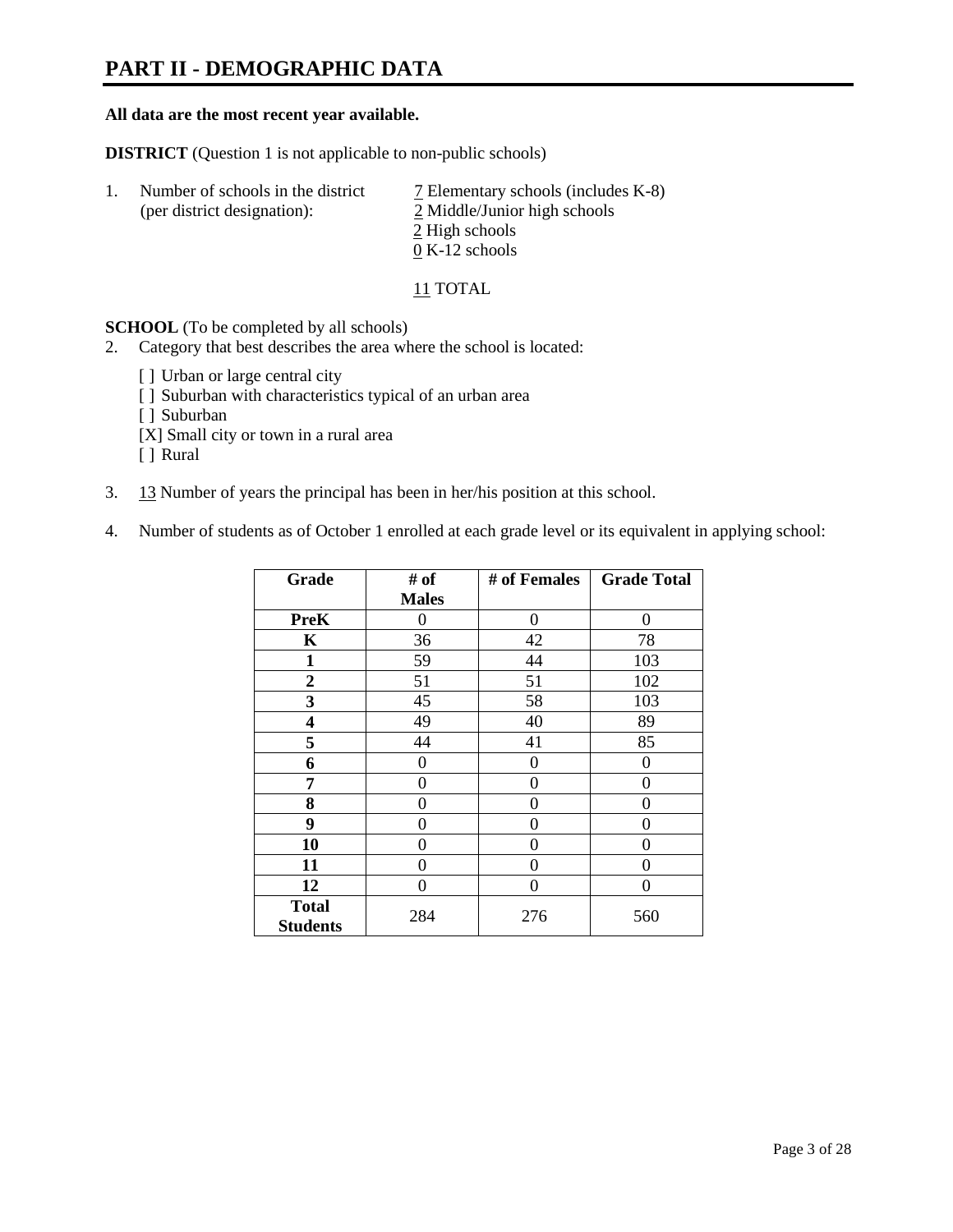# PART II - DEMOGRAPHIC DATA

**All data are the most recent year available.**

**DISTRICT** (Question 1 is not applicable to non-public schools)

1. Number of schools in the district (per district designation):
   - 7 Elementary schools (includes K-8)
   - 2 Middle/Junior high schools
   - 2 High schools
   - 0 K-12 schools

   11 TOTAL

**SCHOOL** (To be completed by all schools)

2. Category that best describes the area where the school is located:

   [ ] Urban or large central city
   [ ] Suburban with characteristics typical of an urban area
   [ ] Suburban
   [X] Small city or town in a rural area
   [ ] Rural

3. 13 Number of years the principal has been in her/his position at this school.

4. Number of students as of October 1 enrolled at each grade level or its equivalent in applying school:

| Grade | # of Males | # of Females | Grade Total |
|---|---|---|---|
| **PreK** | 0 | 0 | 0 |
| **K** | 36 | 42 | 78 |
| **1** | 59 | 44 | 103 |
| **2** | 51 | 51 | 102 |
| **3** | 45 | 58 | 103 |
| **4** | 49 | 40 | 89 |
| **5** | 44 | 41 | 85 |
| **6** | 0 | 0 | 0 |
| **7** | 0 | 0 | 0 |
| **8** | 0 | 0 | 0 |
| **9** | 0 | 0 | 0 |
| **10** | 0 | 0 | 0 |
| **11** | 0 | 0 | 0 |
| **12** | 0 | 0 | 0 |
| **Total Students** | 284 | 276 | 560 |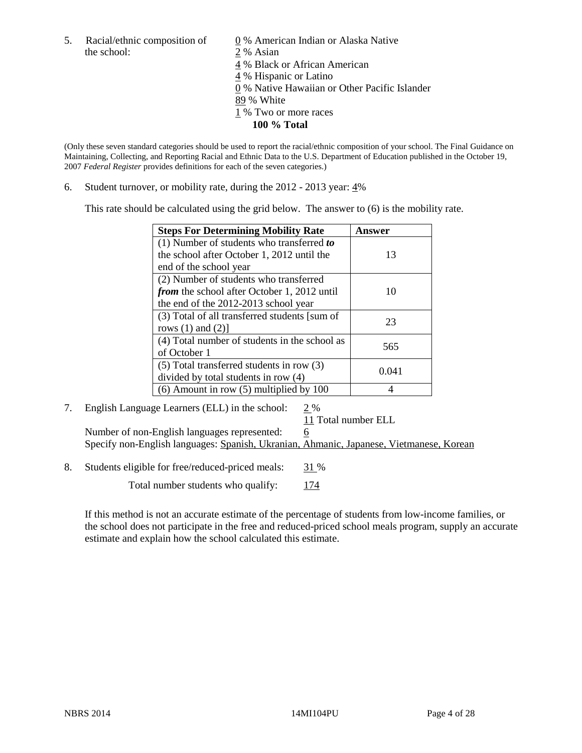5. Racial/ethnic composition of the school:

0 % American Indian or Alaska Native
2 % Asian
4 % Black or African American
4 % Hispanic or Latino
0 % Native Hawaiian or Other Pacific Islander
89 % White
1 % Two or more races
**100 % Total**

(Only these seven standard categories should be used to report the racial/ethnic composition of your school. The Final Guidance on Maintaining, Collecting, and Reporting Racial and Ethnic Data to the U.S. Department of Education published in the October 19, 2007 *Federal Register* provides definitions for each of the seven categories.)

6. Student turnover, or mobility rate, during the 2012 - 2013 year: 4%

This rate should be calculated using the grid below. The answer to (6) is the mobility rate.

| **Steps For Determining Mobility Rate** | **Answer** |
|---|---|
| (1) Number of students who transferred ***to*** the school after October 1, 2012 until the end of the school year | 13 |
| (2) Number of students who transferred ***from*** the school after October 1, 2012 until the end of the 2012-2013 school year | 10 |
| (3) Total of all transferred students [sum of rows (1) and (2)] | 23 |
| (4) Total number of students in the school as of October 1 | 565 |
| (5) Total transferred students in row (3) divided by total students in row (4) | 0.041 |
| (6) Amount in row (5) multiplied by 100 | 4 |

7. English Language Learners (ELL) in the school: 2 %

11 Total number ELL

Number of non-English languages represented: 6

Specify non-English languages: Spanish, Ukranian, Ahmanic, Japanese, Vietmanese, Korean

8. Students eligible for free/reduced-priced meals: 31 %

Total number students who qualify: 174

If this method is not an accurate estimate of the percentage of students from low-income families, or the school does not participate in the free and reduced-priced school meals program, supply an accurate estimate and explain how the school calculated this estimate.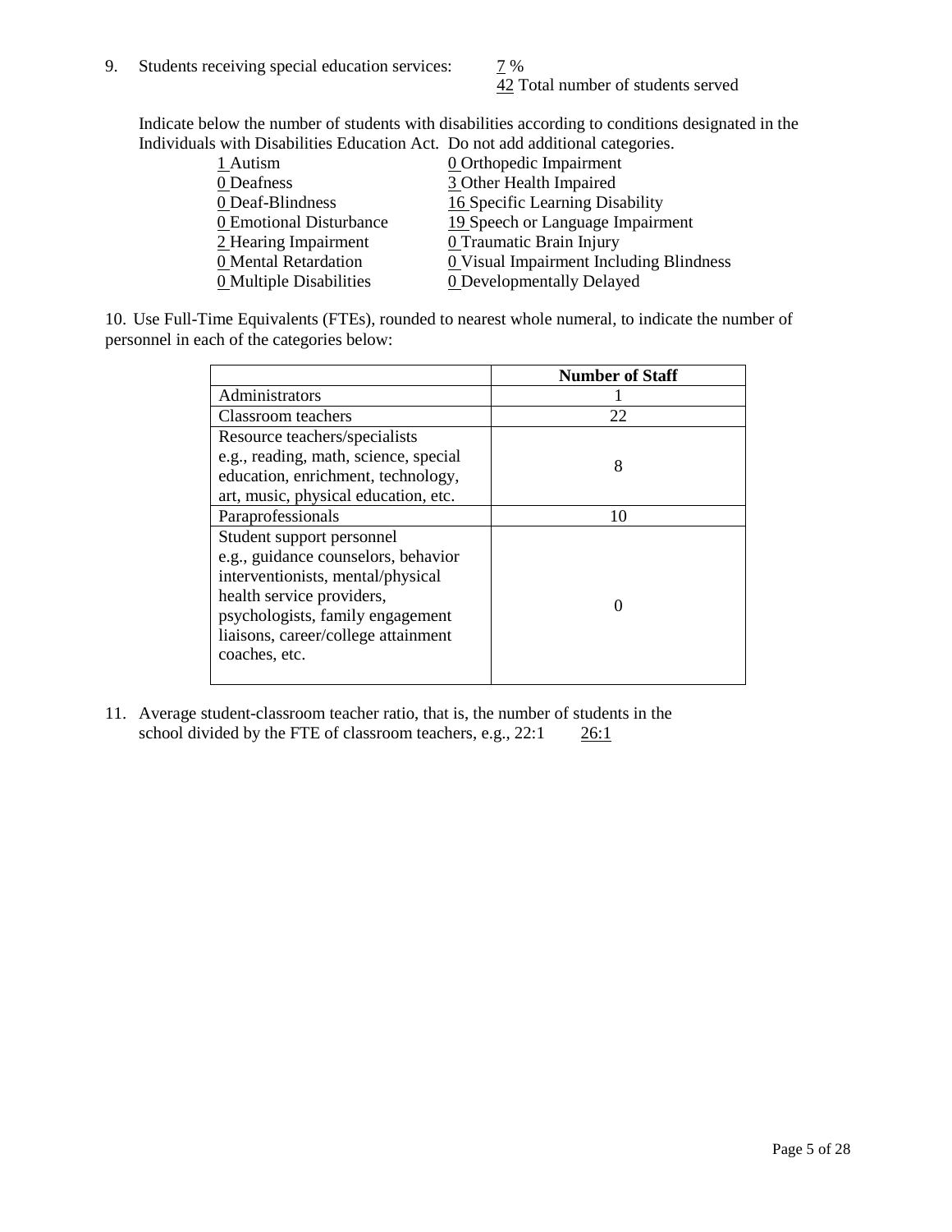9. Students receiving special education services: 7 %
   42 Total number of students served

   Indicate below the number of students with disabilities according to conditions designated in the Individuals with Disabilities Education Act. Do not add additional categories.

   1 Autism
   0 Deafness
   0 Deaf-Blindness
   0 Emotional Disturbance
   2 Hearing Impairment
   0 Mental Retardation
   0 Multiple Disabilities
   0 Orthopedic Impairment
   3 Other Health Impaired
   16 Specific Learning Disability
   19 Speech or Language Impairment
   0 Traumatic Brain Injury
   0 Visual Impairment Including Blindness
   0 Developmentally Delayed

10. Use Full-Time Equivalents (FTEs), rounded to nearest whole numeral, to indicate the number of personnel in each of the categories below:

| | Number of Staff |
|---|---|
| Administrators | 1 |
| Classroom teachers | 22 |
| Resource teachers/specialists e.g., reading, math, science, special education, enrichment, technology, art, music, physical education, etc. | 8 |
| Paraprofessionals | 10 |
| Student support personnel e.g., guidance counselors, behavior interventionists, mental/physical health service providers, psychologists, family engagement liaisons, career/college attainment coaches, etc. | 0 |

11. Average student-classroom teacher ratio, that is, the number of students in the school divided by the FTE of classroom teachers, e.g., 22:1 26:1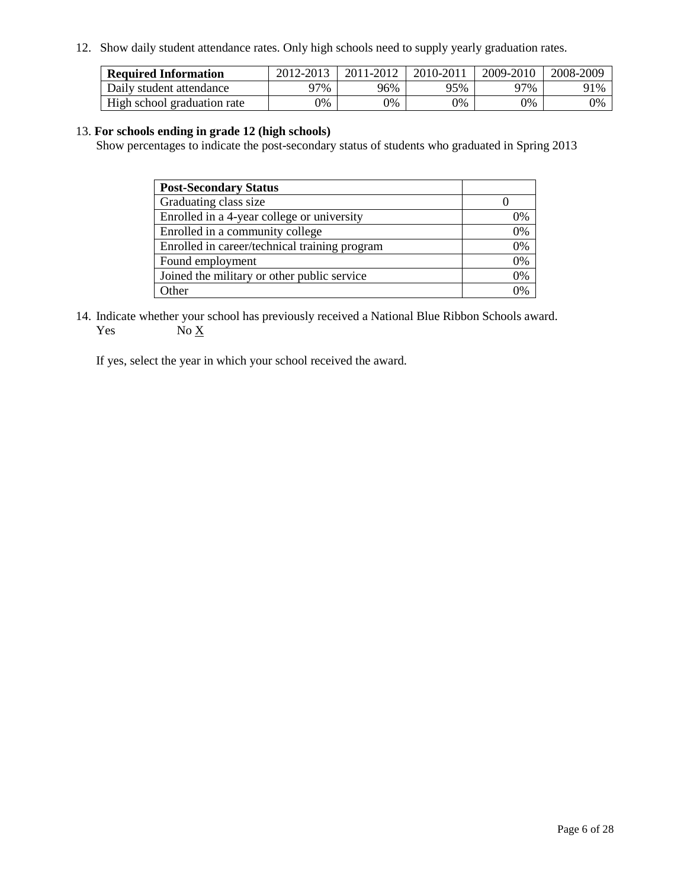12. Show daily student attendance rates. Only high schools need to supply yearly graduation rates.

| **Required Information** | 2012-2013 | 2011-2012 | 2010-2011 | 2009-2010 | 2008-2009 |
|---|---|---|---|---|---|
| Daily student attendance | 97% | 96% | 95% | 97% | 91% |
| High school graduation rate | 0% | 0% | 0% | 0% | 0% |

13. **For schools ending in grade 12 (high schools)**

Show percentages to indicate the post-secondary status of students who graduated in Spring 2013

| **Post-Secondary Status** | |
|---|---|
| Graduating class size | 0 |
| Enrolled in a 4-year college or university | 0% |
| Enrolled in a community college | 0% |
| Enrolled in career/technical training program | 0% |
| Found employment | 0% |
| Joined the military or other public service | 0% |
| Other | 0% |

14. Indicate whether your school has previously received a National Blue Ribbon Schools award.

Yes &nbsp;&nbsp;&nbsp;&nbsp;&nbsp;&nbsp;&nbsp; No X

If yes, select the year in which your school received the award.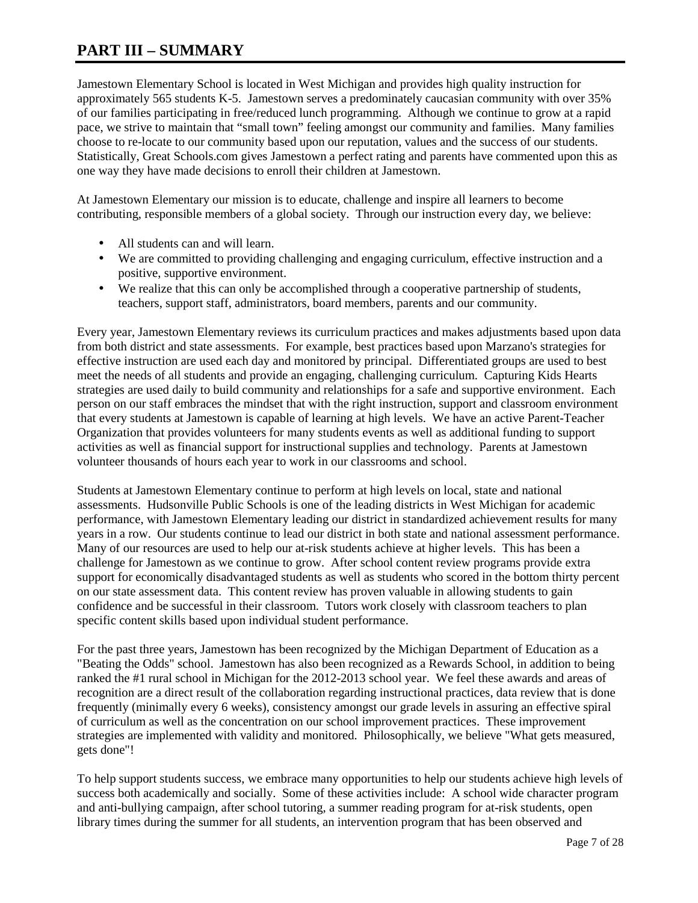# PART III – SUMMARY

Jamestown Elementary School is located in West Michigan and provides high quality instruction for approximately 565 students K-5. Jamestown serves a predominately caucasian community with over 35% of our families participating in free/reduced lunch programming. Although we continue to grow at a rapid pace, we strive to maintain that "small town" feeling amongst our community and families. Many families choose to re-locate to our community based upon our reputation, values and the success of our students. Statistically, Great Schools.com gives Jamestown a perfect rating and parents have commented upon this as one way they have made decisions to enroll their children at Jamestown.

At Jamestown Elementary our mission is to educate, challenge and inspire all learners to become contributing, responsible members of a global society. Through our instruction every day, we believe:

- All students can and will learn.
- We are committed to providing challenging and engaging curriculum, effective instruction and a positive, supportive environment.
- We realize that this can only be accomplished through a cooperative partnership of students, teachers, support staff, administrators, board members, parents and our community.

Every year, Jamestown Elementary reviews its curriculum practices and makes adjustments based upon data from both district and state assessments. For example, best practices based upon Marzano's strategies for effective instruction are used each day and monitored by principal. Differentiated groups are used to best meet the needs of all students and provide an engaging, challenging curriculum. Capturing Kids Hearts strategies are used daily to build community and relationships for a safe and supportive environment. Each person on our staff embraces the mindset that with the right instruction, support and classroom environment that every students at Jamestown is capable of learning at high levels. We have an active Parent-Teacher Organization that provides volunteers for many students events as well as additional funding to support activities as well as financial support for instructional supplies and technology. Parents at Jamestown volunteer thousands of hours each year to work in our classrooms and school.

Students at Jamestown Elementary continue to perform at high levels on local, state and national assessments. Hudsonville Public Schools is one of the leading districts in West Michigan for academic performance, with Jamestown Elementary leading our district in standardized achievement results for many years in a row. Our students continue to lead our district in both state and national assessment performance. Many of our resources are used to help our at-risk students achieve at higher levels. This has been a challenge for Jamestown as we continue to grow. After school content review programs provide extra support for economically disadvantaged students as well as students who scored in the bottom thirty percent on our state assessment data. This content review has proven valuable in allowing students to gain confidence and be successful in their classroom. Tutors work closely with classroom teachers to plan specific content skills based upon individual student performance.

For the past three years, Jamestown has been recognized by the Michigan Department of Education as a "Beating the Odds" school. Jamestown has also been recognized as a Rewards School, in addition to being ranked the #1 rural school in Michigan for the 2012-2013 school year. We feel these awards and areas of recognition are a direct result of the collaboration regarding instructional practices, data review that is done frequently (minimally every 6 weeks), consistency amongst our grade levels in assuring an effective spiral of curriculum as well as the concentration on our school improvement practices. These improvement strategies are implemented with validity and monitored. Philosophically, we believe "What gets measured, gets done"!

To help support students success, we embrace many opportunities to help our students achieve high levels of success both academically and socially. Some of these activities include: A school wide character program and anti-bullying campaign, after school tutoring, a summer reading program for at-risk students, open library times during the summer for all students, an intervention program that has been observed and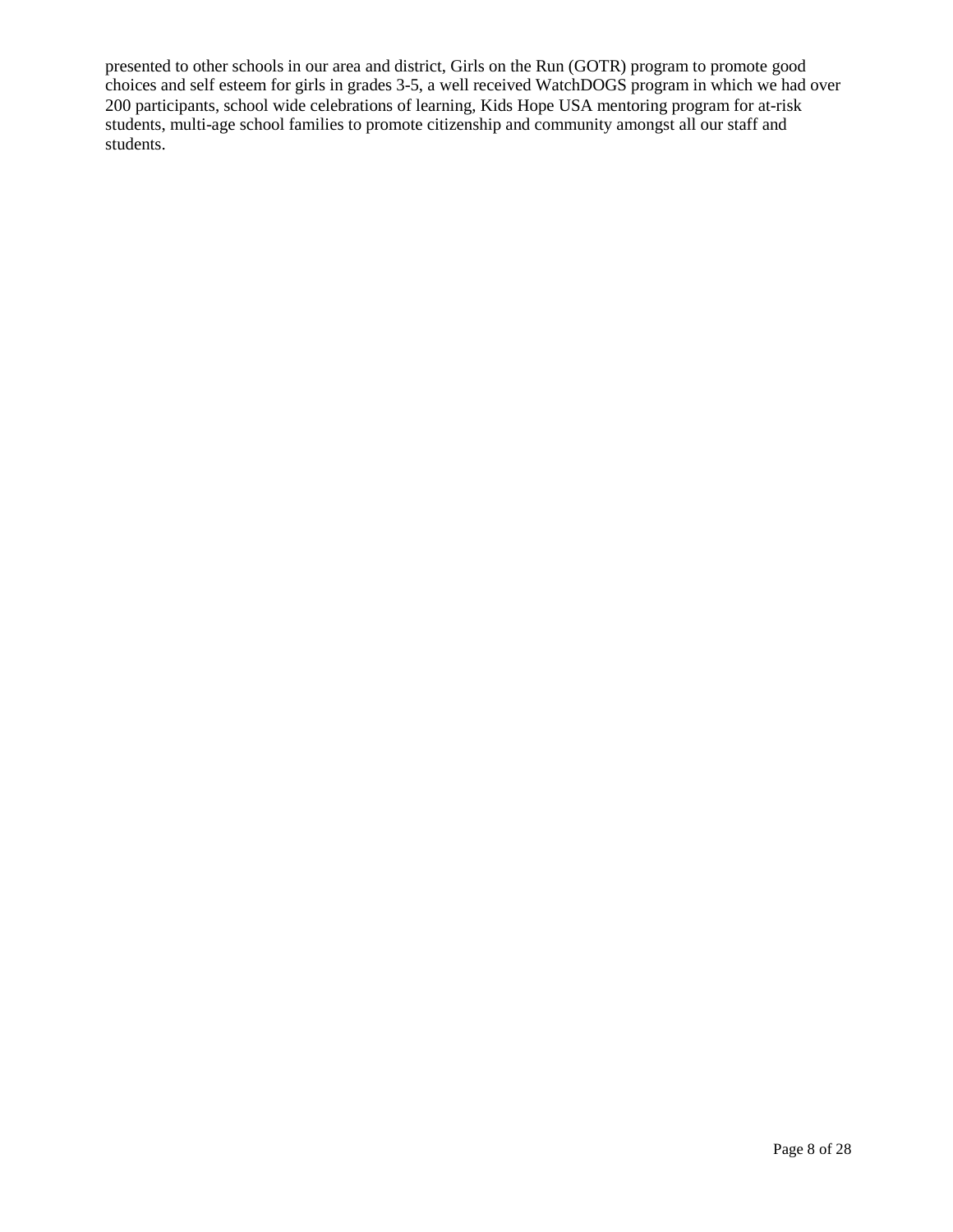presented to other schools in our area and district, Girls on the Run (GOTR) program to promote good choices and self esteem for girls in grades 3-5, a well received WatchDOGS program in which we had over 200 participants, school wide celebrations of learning, Kids Hope USA mentoring program for at-risk students, multi-age school families to promote citizenship and community amongst all our staff and students.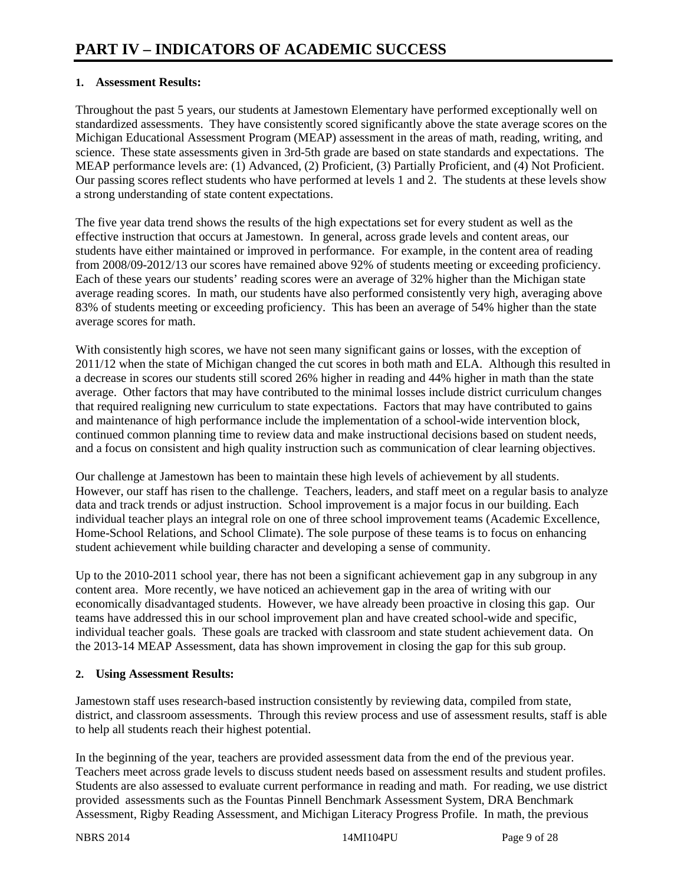# PART IV – INDICATORS OF ACADEMIC SUCCESS

**1. Assessment Results:**

Throughout the past 5 years, our students at Jamestown Elementary have performed exceptionally well on standardized assessments. They have consistently scored significantly above the state average scores on the Michigan Educational Assessment Program (MEAP) assessment in the areas of math, reading, writing, and science. These state assessments given in 3rd-5th grade are based on state standards and expectations. The MEAP performance levels are: (1) Advanced, (2) Proficient, (3) Partially Proficient, and (4) Not Proficient. Our passing scores reflect students who have performed at levels 1 and 2. The students at these levels show a strong understanding of state content expectations.

The five year data trend shows the results of the high expectations set for every student as well as the effective instruction that occurs at Jamestown. In general, across grade levels and content areas, our students have either maintained or improved in performance. For example, in the content area of reading from 2008/09-2012/13 our scores have remained above 92% of students meeting or exceeding proficiency. Each of these years our students' reading scores were an average of 32% higher than the Michigan state average reading scores. In math, our students have also performed consistently very high, averaging above 83% of students meeting or exceeding proficiency. This has been an average of 54% higher than the state average scores for math.

With consistently high scores, we have not seen many significant gains or losses, with the exception of 2011/12 when the state of Michigan changed the cut scores in both math and ELA. Although this resulted in a decrease in scores our students still scored 26% higher in reading and 44% higher in math than the state average. Other factors that may have contributed to the minimal losses include district curriculum changes that required realigning new curriculum to state expectations. Factors that may have contributed to gains and maintenance of high performance include the implementation of a school-wide intervention block, continued common planning time to review data and make instructional decisions based on student needs, and a focus on consistent and high quality instruction such as communication of clear learning objectives.

Our challenge at Jamestown has been to maintain these high levels of achievement by all students. However, our staff has risen to the challenge. Teachers, leaders, and staff meet on a regular basis to analyze data and track trends or adjust instruction. School improvement is a major focus in our building. Each individual teacher plays an integral role on one of three school improvement teams (Academic Excellence, Home-School Relations, and School Climate). The sole purpose of these teams is to focus on enhancing student achievement while building character and developing a sense of community.

Up to the 2010-2011 school year, there has not been a significant achievement gap in any subgroup in any content area. More recently, we have noticed an achievement gap in the area of writing with our economically disadvantaged students. However, we have already been proactive in closing this gap. Our teams have addressed this in our school improvement plan and have created school-wide and specific, individual teacher goals. These goals are tracked with classroom and state student achievement data. On the 2013-14 MEAP Assessment, data has shown improvement in closing the gap for this sub group.

**2. Using Assessment Results:**

Jamestown staff uses research-based instruction consistently by reviewing data, compiled from state, district, and classroom assessments. Through this review process and use of assessment results, staff is able to help all students reach their highest potential.

In the beginning of the year, teachers are provided assessment data from the end of the previous year. Teachers meet across grade levels to discuss student needs based on assessment results and student profiles. Students are also assessed to evaluate current performance in reading and math. For reading, we use district provided assessments such as the Fountas Pinnell Benchmark Assessment System, DRA Benchmark Assessment, Rigby Reading Assessment, and Michigan Literacy Progress Profile. In math, the previous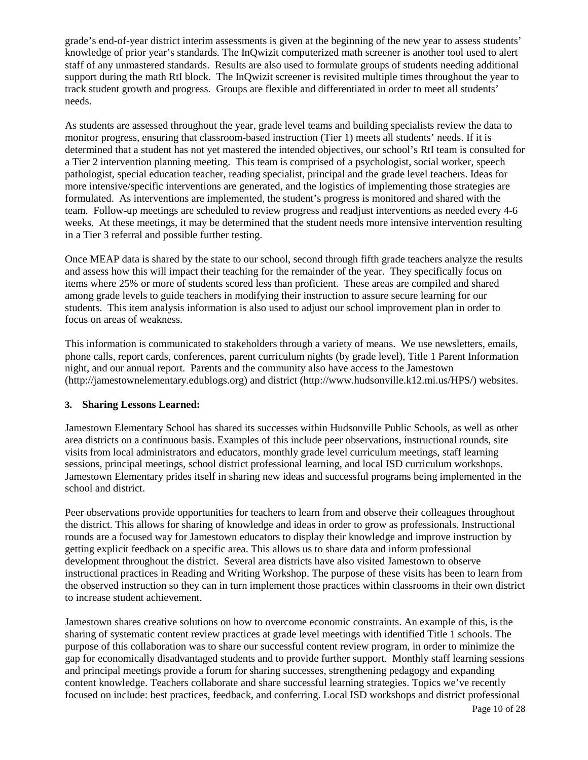grade's end-of-year district interim assessments is given at the beginning of the new year to assess students' knowledge of prior year's standards. The InQwizit computerized math screener is another tool used to alert staff of any unmastered standards. Results are also used to formulate groups of students needing additional support during the math RtI block. The InQwizit screener is revisited multiple times throughout the year to track student growth and progress. Groups are flexible and differentiated in order to meet all students' needs.

As students are assessed throughout the year, grade level teams and building specialists review the data to monitor progress, ensuring that classroom-based instruction (Tier 1) meets all students' needs. If it is determined that a student has not yet mastered the intended objectives, our school's RtI team is consulted for a Tier 2 intervention planning meeting. This team is comprised of a psychologist, social worker, speech pathologist, special education teacher, reading specialist, principal and the grade level teachers. Ideas for more intensive/specific interventions are generated, and the logistics of implementing those strategies are formulated. As interventions are implemented, the student's progress is monitored and shared with the team. Follow-up meetings are scheduled to review progress and readjust interventions as needed every 4-6 weeks. At these meetings, it may be determined that the student needs more intensive intervention resulting in a Tier 3 referral and possible further testing.

Once MEAP data is shared by the state to our school, second through fifth grade teachers analyze the results and assess how this will impact their teaching for the remainder of the year. They specifically focus on items where 25% or more of students scored less than proficient. These areas are compiled and shared among grade levels to guide teachers in modifying their instruction to assure secure learning for our students. This item analysis information is also used to adjust our school improvement plan in order to focus on areas of weakness.

This information is communicated to stakeholders through a variety of means. We use newsletters, emails, phone calls, report cards, conferences, parent curriculum nights (by grade level), Title 1 Parent Information night, and our annual report. Parents and the community also have access to the Jamestown (http://jamestownelementary.edublogs.org) and district (http://www.hudsonville.k12.mi.us/HPS/) websites.

### 3. Sharing Lessons Learned:

Jamestown Elementary School has shared its successes within Hudsonville Public Schools, as well as other area districts on a continuous basis. Examples of this include peer observations, instructional rounds, site visits from local administrators and educators, monthly grade level curriculum meetings, staff learning sessions, principal meetings, school district professional learning, and local ISD curriculum workshops. Jamestown Elementary prides itself in sharing new ideas and successful programs being implemented in the school and district.

Peer observations provide opportunities for teachers to learn from and observe their colleagues throughout the district. This allows for sharing of knowledge and ideas in order to grow as professionals. Instructional rounds are a focused way for Jamestown educators to display their knowledge and improve instruction by getting explicit feedback on a specific area. This allows us to share data and inform professional development throughout the district. Several area districts have also visited Jamestown to observe instructional practices in Reading and Writing Workshop. The purpose of these visits has been to learn from the observed instruction so they can in turn implement those practices within classrooms in their own district to increase student achievement.

Jamestown shares creative solutions on how to overcome economic constraints. An example of this, is the sharing of systematic content review practices at grade level meetings with identified Title 1 schools. The purpose of this collaboration was to share our successful content review program, in order to minimize the gap for economically disadvantaged students and to provide further support. Monthly staff learning sessions and principal meetings provide a forum for sharing successes, strengthening pedagogy and expanding content knowledge. Teachers collaborate and share successful learning strategies. Topics we've recently focused on include: best practices, feedback, and conferring. Local ISD workshops and district professional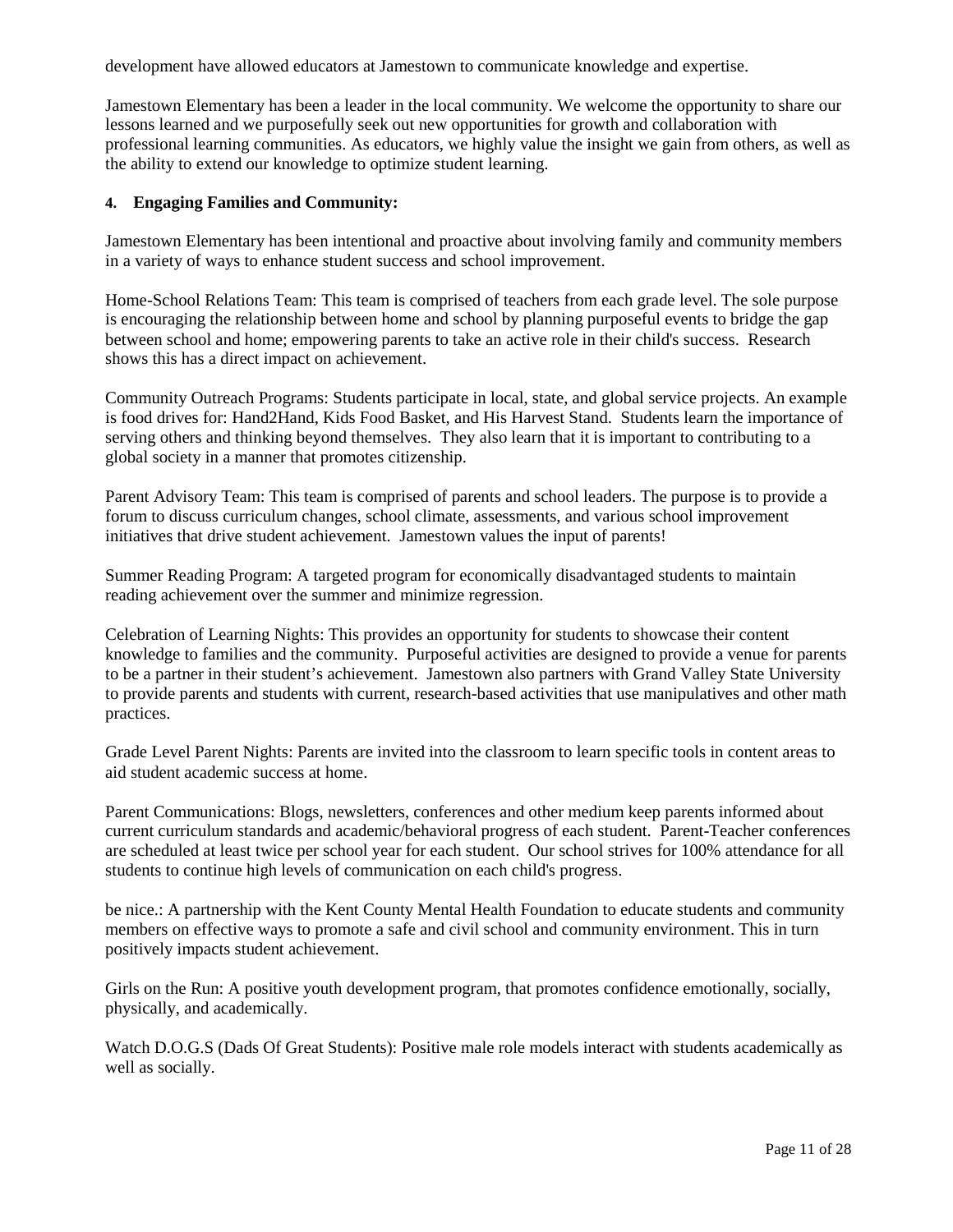development have allowed educators at Jamestown to communicate knowledge and expertise.

Jamestown Elementary has been a leader in the local community. We welcome the opportunity to share our lessons learned and we purposefully seek out new opportunities for growth and collaboration with professional learning communities. As educators, we highly value the insight we gain from others, as well as the ability to extend our knowledge to optimize student learning.

**4. Engaging Families and Community:**

Jamestown Elementary has been intentional and proactive about involving family and community members in a variety of ways to enhance student success and school improvement.

Home-School Relations Team: This team is comprised of teachers from each grade level. The sole purpose is encouraging the relationship between home and school by planning purposeful events to bridge the gap between school and home; empowering parents to take an active role in their child's success. Research shows this has a direct impact on achievement.

Community Outreach Programs: Students participate in local, state, and global service projects. An example is food drives for: Hand2Hand, Kids Food Basket, and His Harvest Stand. Students learn the importance of serving others and thinking beyond themselves. They also learn that it is important to contributing to a global society in a manner that promotes citizenship.

Parent Advisory Team: This team is comprised of parents and school leaders. The purpose is to provide a forum to discuss curriculum changes, school climate, assessments, and various school improvement initiatives that drive student achievement. Jamestown values the input of parents!

Summer Reading Program: A targeted program for economically disadvantaged students to maintain reading achievement over the summer and minimize regression.

Celebration of Learning Nights: This provides an opportunity for students to showcase their content knowledge to families and the community. Purposeful activities are designed to provide a venue for parents to be a partner in their student's achievement. Jamestown also partners with Grand Valley State University to provide parents and students with current, research-based activities that use manipulatives and other math practices.

Grade Level Parent Nights: Parents are invited into the classroom to learn specific tools in content areas to aid student academic success at home.

Parent Communications: Blogs, newsletters, conferences and other medium keep parents informed about current curriculum standards and academic/behavioral progress of each student. Parent-Teacher conferences are scheduled at least twice per school year for each student. Our school strives for 100% attendance for all students to continue high levels of communication on each child's progress.

be nice.: A partnership with the Kent County Mental Health Foundation to educate students and community members on effective ways to promote a safe and civil school and community environment. This in turn positively impacts student achievement.

Girls on the Run: A positive youth development program, that promotes confidence emotionally, socially, physically, and academically.

Watch D.O.G.S (Dads Of Great Students): Positive male role models interact with students academically as well as socially.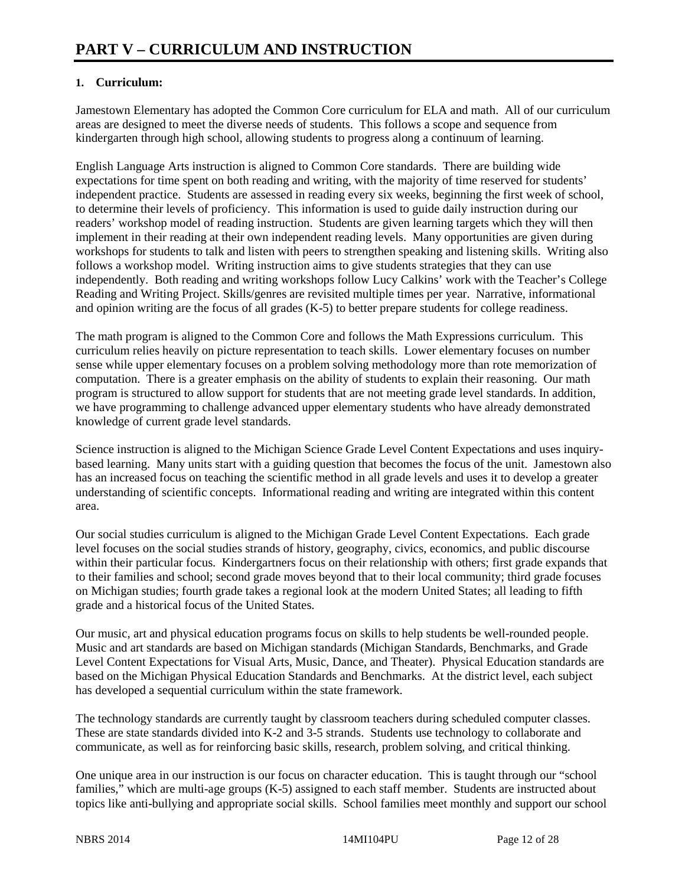# PART V – CURRICULUM AND INSTRUCTION

**1. Curriculum:**

Jamestown Elementary has adopted the Common Core curriculum for ELA and math. All of our curriculum areas are designed to meet the diverse needs of students. This follows a scope and sequence from kindergarten through high school, allowing students to progress along a continuum of learning.

English Language Arts instruction is aligned to Common Core standards. There are building wide expectations for time spent on both reading and writing, with the majority of time reserved for students' independent practice. Students are assessed in reading every six weeks, beginning the first week of school, to determine their levels of proficiency. This information is used to guide daily instruction during our readers' workshop model of reading instruction. Students are given learning targets which they will then implement in their reading at their own independent reading levels. Many opportunities are given during workshops for students to talk and listen with peers to strengthen speaking and listening skills. Writing also follows a workshop model. Writing instruction aims to give students strategies that they can use independently. Both reading and writing workshops follow Lucy Calkins' work with the Teacher's College Reading and Writing Project. Skills/genres are revisited multiple times per year. Narrative, informational and opinion writing are the focus of all grades (K-5) to better prepare students for college readiness.

The math program is aligned to the Common Core and follows the Math Expressions curriculum. This curriculum relies heavily on picture representation to teach skills. Lower elementary focuses on number sense while upper elementary focuses on a problem solving methodology more than rote memorization of computation. There is a greater emphasis on the ability of students to explain their reasoning. Our math program is structured to allow support for students that are not meeting grade level standards. In addition, we have programming to challenge advanced upper elementary students who have already demonstrated knowledge of current grade level standards.

Science instruction is aligned to the Michigan Science Grade Level Content Expectations and uses inquiry-based learning. Many units start with a guiding question that becomes the focus of the unit. Jamestown also has an increased focus on teaching the scientific method in all grade levels and uses it to develop a greater understanding of scientific concepts. Informational reading and writing are integrated within this content area.

Our social studies curriculum is aligned to the Michigan Grade Level Content Expectations. Each grade level focuses on the social studies strands of history, geography, civics, economics, and public discourse within their particular focus. Kindergartners focus on their relationship with others; first grade expands that to their families and school; second grade moves beyond that to their local community; third grade focuses on Michigan studies; fourth grade takes a regional look at the modern United States; all leading to fifth grade and a historical focus of the United States.

Our music, art and physical education programs focus on skills to help students be well-rounded people. Music and art standards are based on Michigan standards (Michigan Standards, Benchmarks, and Grade Level Content Expectations for Visual Arts, Music, Dance, and Theater). Physical Education standards are based on the Michigan Physical Education Standards and Benchmarks. At the district level, each subject has developed a sequential curriculum within the state framework.

The technology standards are currently taught by classroom teachers during scheduled computer classes. These are state standards divided into K-2 and 3-5 strands. Students use technology to collaborate and communicate, as well as for reinforcing basic skills, research, problem solving, and critical thinking.

One unique area in our instruction is our focus on character education. This is taught through our "school families," which are multi-age groups (K-5) assigned to each staff member. Students are instructed about topics like anti-bullying and appropriate social skills. School families meet monthly and support our school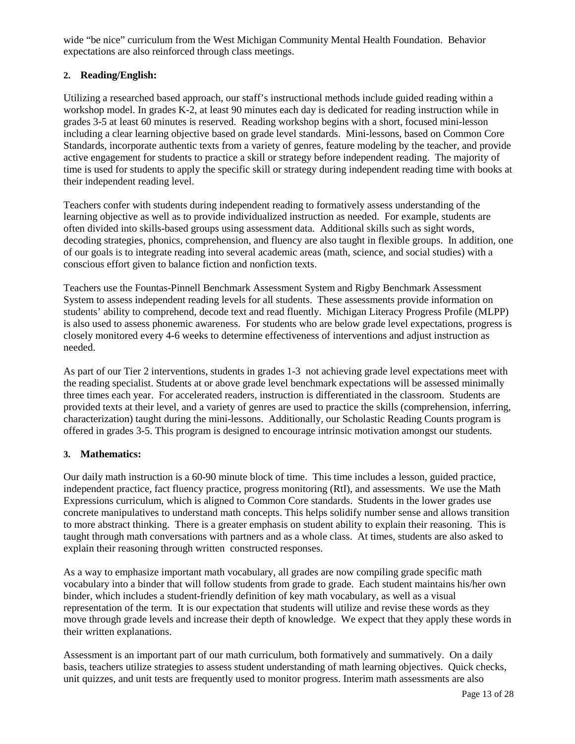wide "be nice" curriculum from the West Michigan Community Mental Health Foundation. Behavior expectations are also reinforced through class meetings.

**2. Reading/English:**

Utilizing a researched based approach, our staff's instructional methods include guided reading within a workshop model. In grades K-2, at least 90 minutes each day is dedicated for reading instruction while in grades 3-5 at least 60 minutes is reserved. Reading workshop begins with a short, focused mini-lesson including a clear learning objective based on grade level standards. Mini-lessons, based on Common Core Standards, incorporate authentic texts from a variety of genres, feature modeling by the teacher, and provide active engagement for students to practice a skill or strategy before independent reading. The majority of time is used for students to apply the specific skill or strategy during independent reading time with books at their independent reading level.

Teachers confer with students during independent reading to formatively assess understanding of the learning objective as well as to provide individualized instruction as needed. For example, students are often divided into skills-based groups using assessment data. Additional skills such as sight words, decoding strategies, phonics, comprehension, and fluency are also taught in flexible groups. In addition, one of our goals is to integrate reading into several academic areas (math, science, and social studies) with a conscious effort given to balance fiction and nonfiction texts.

Teachers use the Fountas-Pinnell Benchmark Assessment System and Rigby Benchmark Assessment System to assess independent reading levels for all students. These assessments provide information on students' ability to comprehend, decode text and read fluently. Michigan Literacy Progress Profile (MLPP) is also used to assess phonemic awareness. For students who are below grade level expectations, progress is closely monitored every 4-6 weeks to determine effectiveness of interventions and adjust instruction as needed.

As part of our Tier 2 interventions, students in grades 1-3 not achieving grade level expectations meet with the reading specialist. Students at or above grade level benchmark expectations will be assessed minimally three times each year. For accelerated readers, instruction is differentiated in the classroom. Students are provided texts at their level, and a variety of genres are used to practice the skills (comprehension, inferring, characterization) taught during the mini-lessons. Additionally, our Scholastic Reading Counts program is offered in grades 3-5. This program is designed to encourage intrinsic motivation amongst our students.

**3. Mathematics:**

Our daily math instruction is a 60-90 minute block of time. This time includes a lesson, guided practice, independent practice, fact fluency practice, progress monitoring (RtI), and assessments. We use the Math Expressions curriculum, which is aligned to Common Core standards. Students in the lower grades use concrete manipulatives to understand math concepts. This helps solidify number sense and allows transition to more abstract thinking. There is a greater emphasis on student ability to explain their reasoning. This is taught through math conversations with partners and as a whole class. At times, students are also asked to explain their reasoning through written constructed responses.

As a way to emphasize important math vocabulary, all grades are now compiling grade specific math vocabulary into a binder that will follow students from grade to grade. Each student maintains his/her own binder, which includes a student-friendly definition of key math vocabulary, as well as a visual representation of the term. It is our expectation that students will utilize and revise these words as they move through grade levels and increase their depth of knowledge. We expect that they apply these words in their written explanations.

Assessment is an important part of our math curriculum, both formatively and summatively. On a daily basis, teachers utilize strategies to assess student understanding of math learning objectives. Quick checks, unit quizzes, and unit tests are frequently used to monitor progress. Interim math assessments are also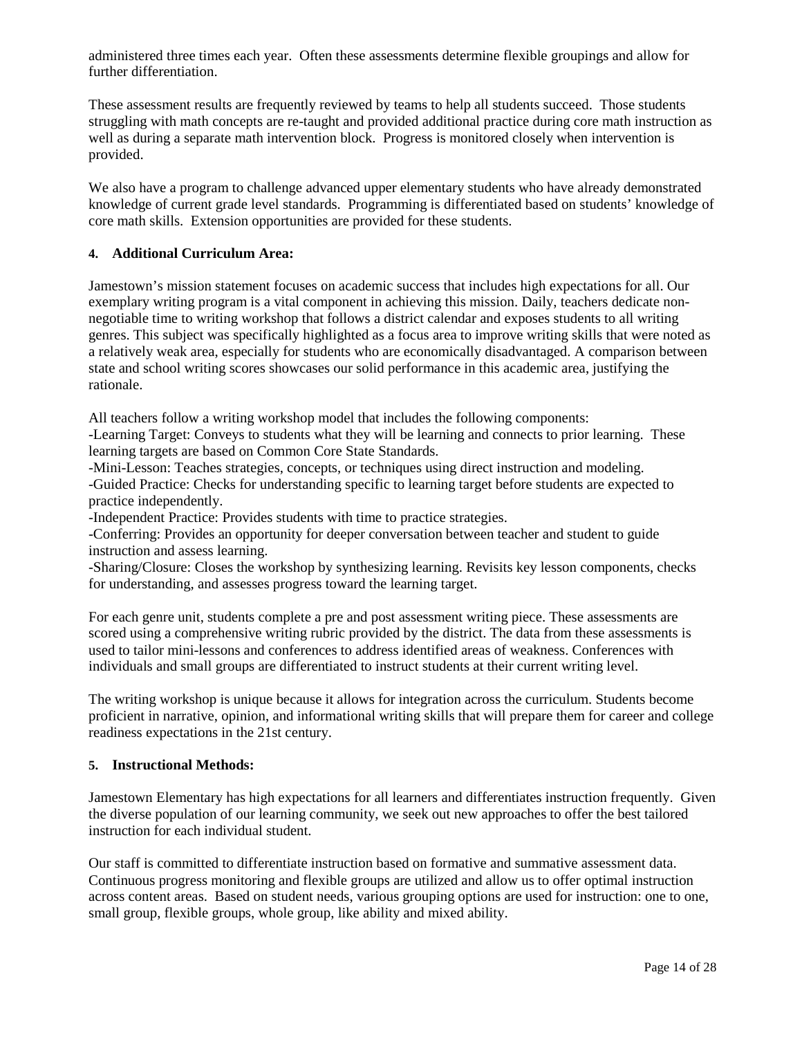administered three times each year. Often these assessments determine flexible groupings and allow for further differentiation.

These assessment results are frequently reviewed by teams to help all students succeed. Those students struggling with math concepts are re-taught and provided additional practice during core math instruction as well as during a separate math intervention block. Progress is monitored closely when intervention is provided.

We also have a program to challenge advanced upper elementary students who have already demonstrated knowledge of current grade level standards. Programming is differentiated based on students' knowledge of core math skills. Extension opportunities are provided for these students.

**4. Additional Curriculum Area:**

Jamestown's mission statement focuses on academic success that includes high expectations for all. Our exemplary writing program is a vital component in achieving this mission. Daily, teachers dedicate non-negotiable time to writing workshop that follows a district calendar and exposes students to all writing genres. This subject was specifically highlighted as a focus area to improve writing skills that were noted as a relatively weak area, especially for students who are economically disadvantaged. A comparison between state and school writing scores showcases our solid performance in this academic area, justifying the rationale.

All teachers follow a writing workshop model that includes the following components:
-Learning Target: Conveys to students what they will be learning and connects to prior learning. These learning targets are based on Common Core State Standards.
-Mini-Lesson: Teaches strategies, concepts, or techniques using direct instruction and modeling.
-Guided Practice: Checks for understanding specific to learning target before students are expected to practice independently.
-Independent Practice: Provides students with time to practice strategies.
-Conferring: Provides an opportunity for deeper conversation between teacher and student to guide instruction and assess learning.
-Sharing/Closure: Closes the workshop by synthesizing learning. Revisits key lesson components, checks for understanding, and assesses progress toward the learning target.

For each genre unit, students complete a pre and post assessment writing piece. These assessments are scored using a comprehensive writing rubric provided by the district. The data from these assessments is used to tailor mini-lessons and conferences to address identified areas of weakness. Conferences with individuals and small groups are differentiated to instruct students at their current writing level.

The writing workshop is unique because it allows for integration across the curriculum. Students become proficient in narrative, opinion, and informational writing skills that will prepare them for career and college readiness expectations in the 21st century.

**5. Instructional Methods:**

Jamestown Elementary has high expectations for all learners and differentiates instruction frequently. Given the diverse population of our learning community, we seek out new approaches to offer the best tailored instruction for each individual student.

Our staff is committed to differentiate instruction based on formative and summative assessment data. Continuous progress monitoring and flexible groups are utilized and allow us to offer optimal instruction across content areas. Based on student needs, various grouping options are used for instruction: one to one, small group, flexible groups, whole group, like ability and mixed ability.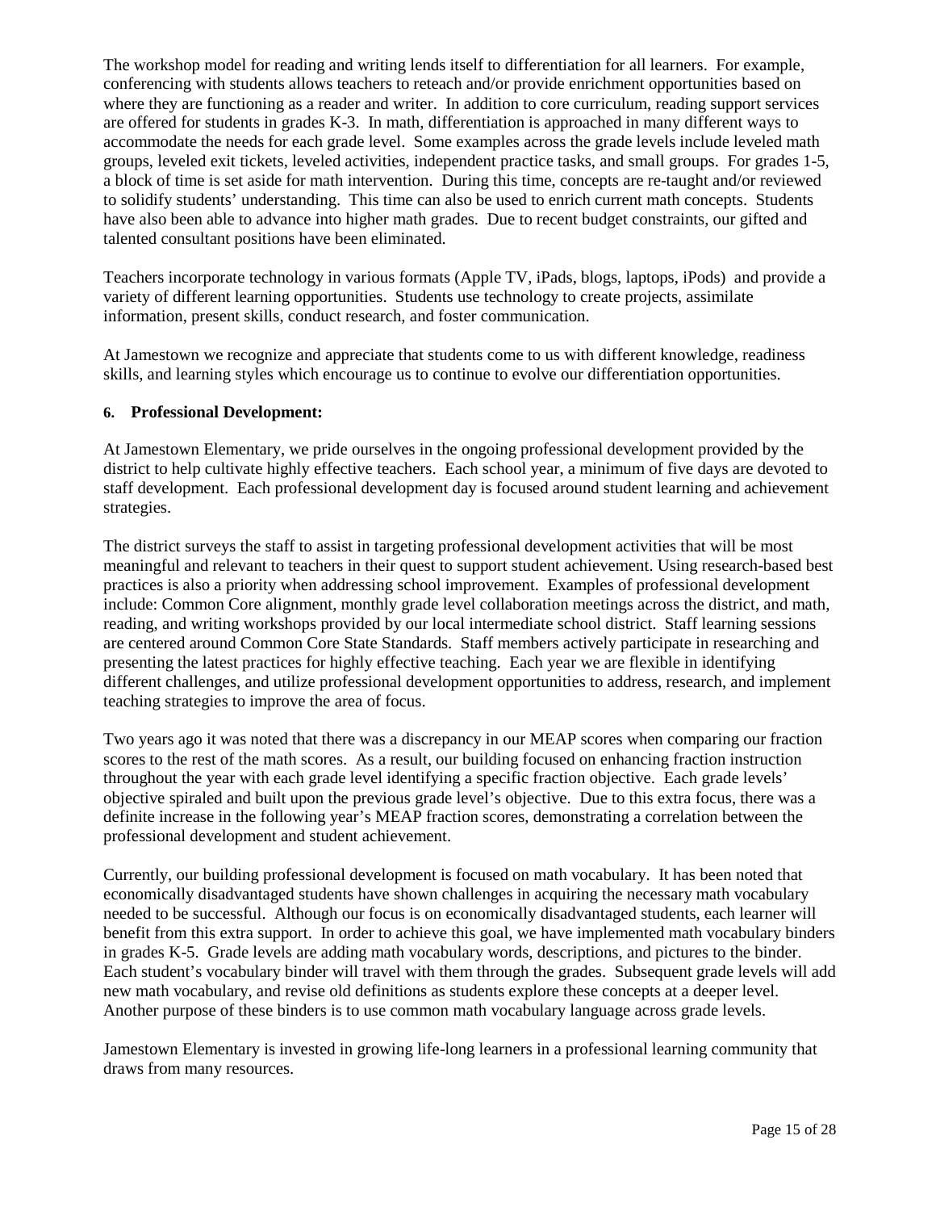The workshop model for reading and writing lends itself to differentiation for all learners. For example, conferencing with students allows teachers to reteach and/or provide enrichment opportunities based on where they are functioning as a reader and writer. In addition to core curriculum, reading support services are offered for students in grades K-3. In math, differentiation is approached in many different ways to accommodate the needs for each grade level. Some examples across the grade levels include leveled math groups, leveled exit tickets, leveled activities, independent practice tasks, and small groups. For grades 1-5, a block of time is set aside for math intervention. During this time, concepts are re-taught and/or reviewed to solidify students' understanding. This time can also be used to enrich current math concepts. Students have also been able to advance into higher math grades. Due to recent budget constraints, our gifted and talented consultant positions have been eliminated.

Teachers incorporate technology in various formats (Apple TV, iPads, blogs, laptops, iPods) and provide a variety of different learning opportunities. Students use technology to create projects, assimilate information, present skills, conduct research, and foster communication.

At Jamestown we recognize and appreciate that students come to us with different knowledge, readiness skills, and learning styles which encourage us to continue to evolve our differentiation opportunities.

**6. Professional Development:**

At Jamestown Elementary, we pride ourselves in the ongoing professional development provided by the district to help cultivate highly effective teachers. Each school year, a minimum of five days are devoted to staff development. Each professional development day is focused around student learning and achievement strategies.

The district surveys the staff to assist in targeting professional development activities that will be most meaningful and relevant to teachers in their quest to support student achievement. Using research-based best practices is also a priority when addressing school improvement. Examples of professional development include: Common Core alignment, monthly grade level collaboration meetings across the district, and math, reading, and writing workshops provided by our local intermediate school district. Staff learning sessions are centered around Common Core State Standards. Staff members actively participate in researching and presenting the latest practices for highly effective teaching. Each year we are flexible in identifying different challenges, and utilize professional development opportunities to address, research, and implement teaching strategies to improve the area of focus.

Two years ago it was noted that there was a discrepancy in our MEAP scores when comparing our fraction scores to the rest of the math scores. As a result, our building focused on enhancing fraction instruction throughout the year with each grade level identifying a specific fraction objective. Each grade levels' objective spiraled and built upon the previous grade level's objective. Due to this extra focus, there was a definite increase in the following year's MEAP fraction scores, demonstrating a correlation between the professional development and student achievement.

Currently, our building professional development is focused on math vocabulary. It has been noted that economically disadvantaged students have shown challenges in acquiring the necessary math vocabulary needed to be successful. Although our focus is on economically disadvantaged students, each learner will benefit from this extra support. In order to achieve this goal, we have implemented math vocabulary binders in grades K-5. Grade levels are adding math vocabulary words, descriptions, and pictures to the binder. Each student's vocabulary binder will travel with them through the grades. Subsequent grade levels will add new math vocabulary, and revise old definitions as students explore these concepts at a deeper level. Another purpose of these binders is to use common math vocabulary language across grade levels.

Jamestown Elementary is invested in growing life-long learners in a professional learning community that draws from many resources.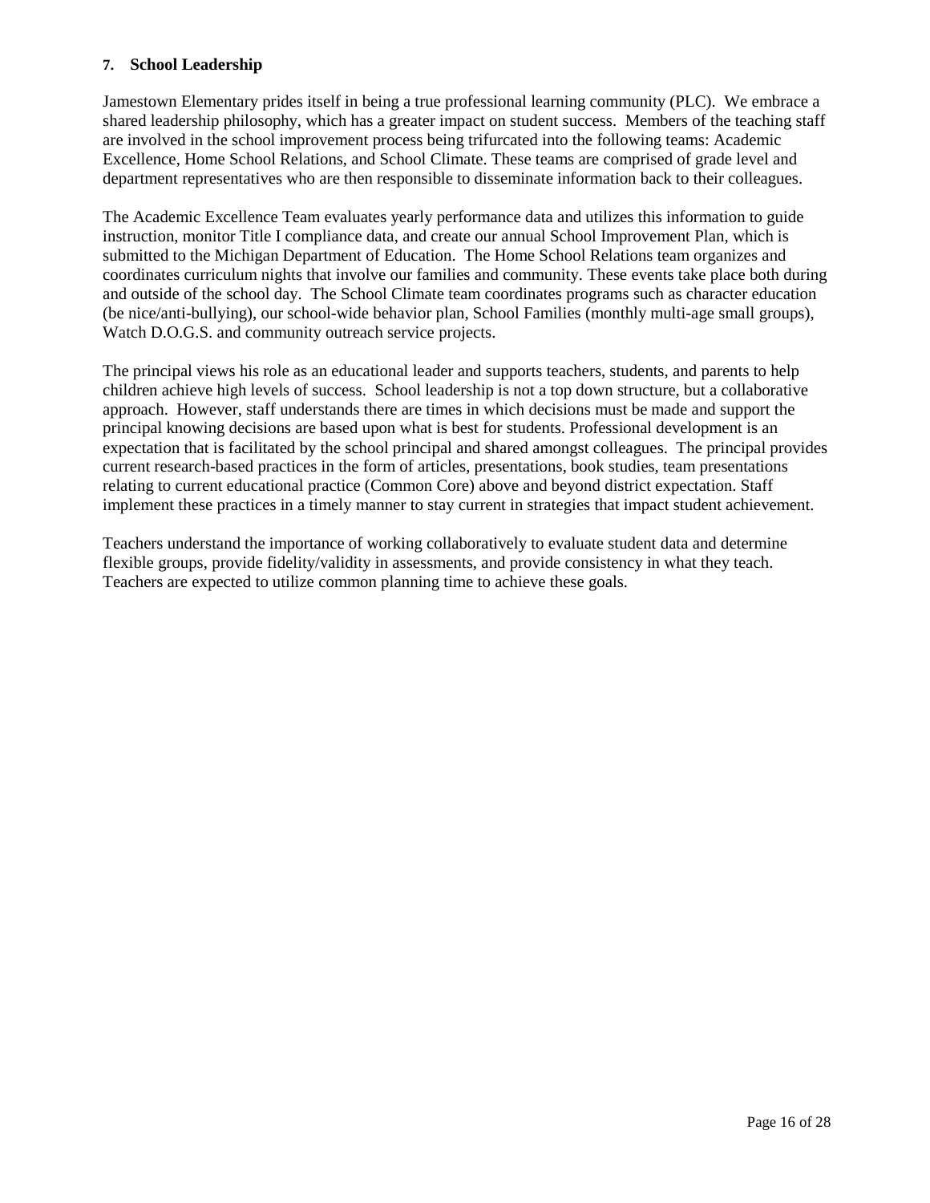**7. School Leadership**

Jamestown Elementary prides itself in being a true professional learning community (PLC). We embrace a shared leadership philosophy, which has a greater impact on student success. Members of the teaching staff are involved in the school improvement process being trifurcated into the following teams: Academic Excellence, Home School Relations, and School Climate. These teams are comprised of grade level and department representatives who are then responsible to disseminate information back to their colleagues.

The Academic Excellence Team evaluates yearly performance data and utilizes this information to guide instruction, monitor Title I compliance data, and create our annual School Improvement Plan, which is submitted to the Michigan Department of Education. The Home School Relations team organizes and coordinates curriculum nights that involve our families and community. These events take place both during and outside of the school day. The School Climate team coordinates programs such as character education (be nice/anti-bullying), our school-wide behavior plan, School Families (monthly multi-age small groups), Watch D.O.G.S. and community outreach service projects.

The principal views his role as an educational leader and supports teachers, students, and parents to help children achieve high levels of success. School leadership is not a top down structure, but a collaborative approach. However, staff understands there are times in which decisions must be made and support the principal knowing decisions are based upon what is best for students. Professional development is an expectation that is facilitated by the school principal and shared amongst colleagues. The principal provides current research-based practices in the form of articles, presentations, book studies, team presentations relating to current educational practice (Common Core) above and beyond district expectation. Staff implement these practices in a timely manner to stay current in strategies that impact student achievement.

Teachers understand the importance of working collaboratively to evaluate student data and determine flexible groups, provide fidelity/validity in assessments, and provide consistency in what they teach. Teachers are expected to utilize common planning time to achieve these goals.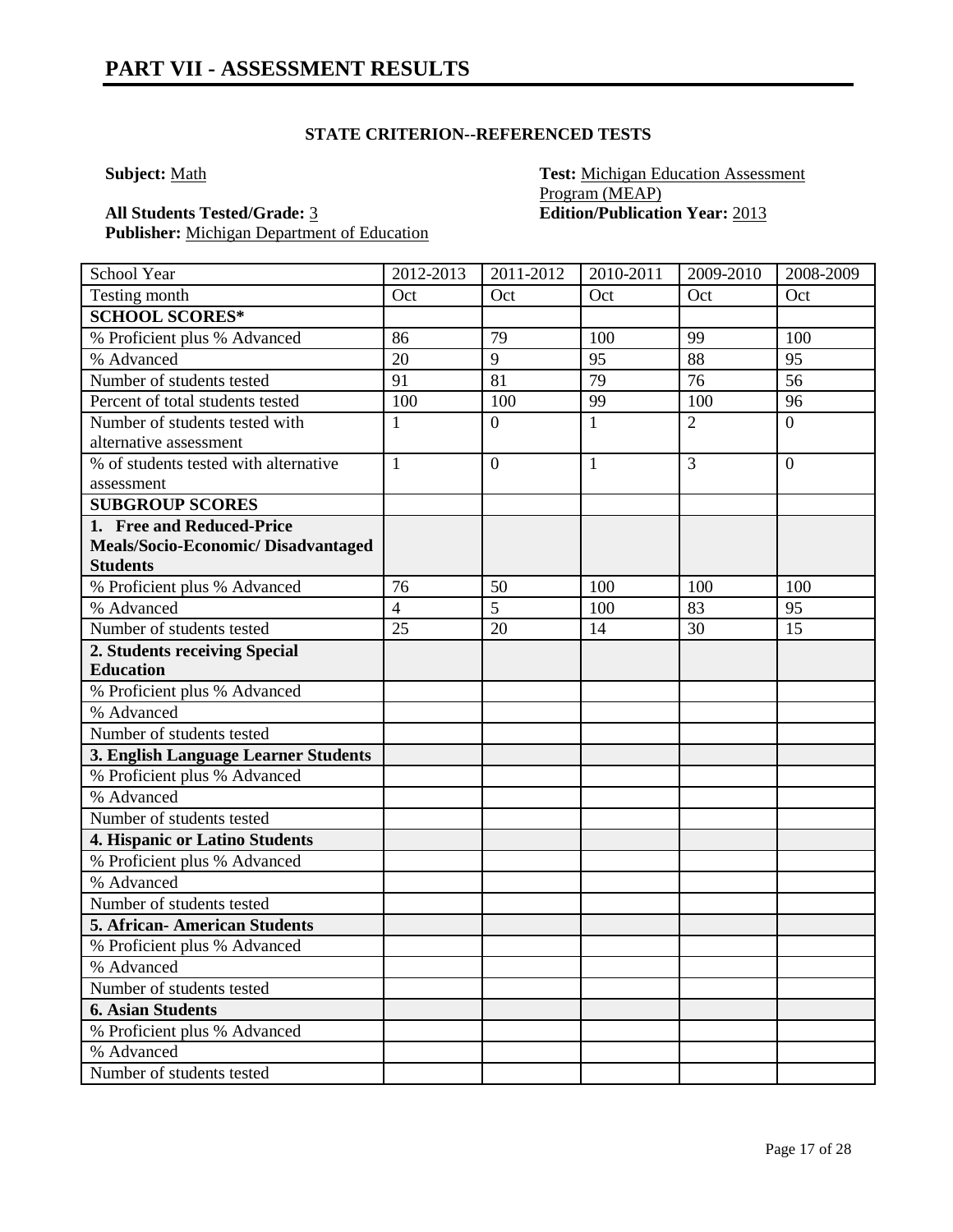# PART VII - ASSESSMENT RESULTS

**STATE CRITERION--REFERENCED TESTS**

**Subject:** Math

**Test:** Michigan Education Assessment Program (MEAP)

**All Students Tested/Grade:** 3

**Edition/Publication Year:** 2013

**Publisher:** Michigan Department of Education

| School Year | 2012-2013 | 2011-2012 | 2010-2011 | 2009-2010 | 2008-2009 |
|---|---|---|---|---|---|
| Testing month | Oct | Oct | Oct | Oct | Oct |
| **SCHOOL SCORES*** | | | | | |
| % Proficient plus % Advanced | 86 | 79 | 100 | 99 | 100 |
| % Advanced | 20 | 9 | 95 | 88 | 95 |
| Number of students tested | 91 | 81 | 79 | 76 | 56 |
| Percent of total students tested | 100 | 100 | 99 | 100 | 96 |
| Number of students tested with alternative assessment | 1 | 0 | 1 | 2 | 0 |
| % of students tested with alternative assessment | 1 | 0 | 1 | 3 | 0 |
| **SUBGROUP SCORES** | | | | | |
| **1. Free and Reduced-Price Meals/Socio-Economic/ Disadvantaged Students** | | | | | |
| % Proficient plus % Advanced | 76 | 50 | 100 | 100 | 100 |
| % Advanced | 4 | 5 | 100 | 83 | 95 |
| Number of students tested | 25 | 20 | 14 | 30 | 15 |
| **2. Students receiving Special Education** | | | | | |
| % Proficient plus % Advanced | | | | | |
| % Advanced | | | | | |
| Number of students tested | | | | | |
| **3. English Language Learner Students** | | | | | |
| % Proficient plus % Advanced | | | | | |
| % Advanced | | | | | |
| Number of students tested | | | | | |
| **4. Hispanic or Latino Students** | | | | | |
| % Proficient plus % Advanced | | | | | |
| % Advanced | | | | | |
| Number of students tested | | | | | |
| **5. African- American Students** | | | | | |
| % Proficient plus % Advanced | | | | | |
| % Advanced | | | | | |
| Number of students tested | | | | | |
| **6. Asian Students** | | | | | |
| % Proficient plus % Advanced | | | | | |
| % Advanced | | | | | |
| Number of students tested | | | | | |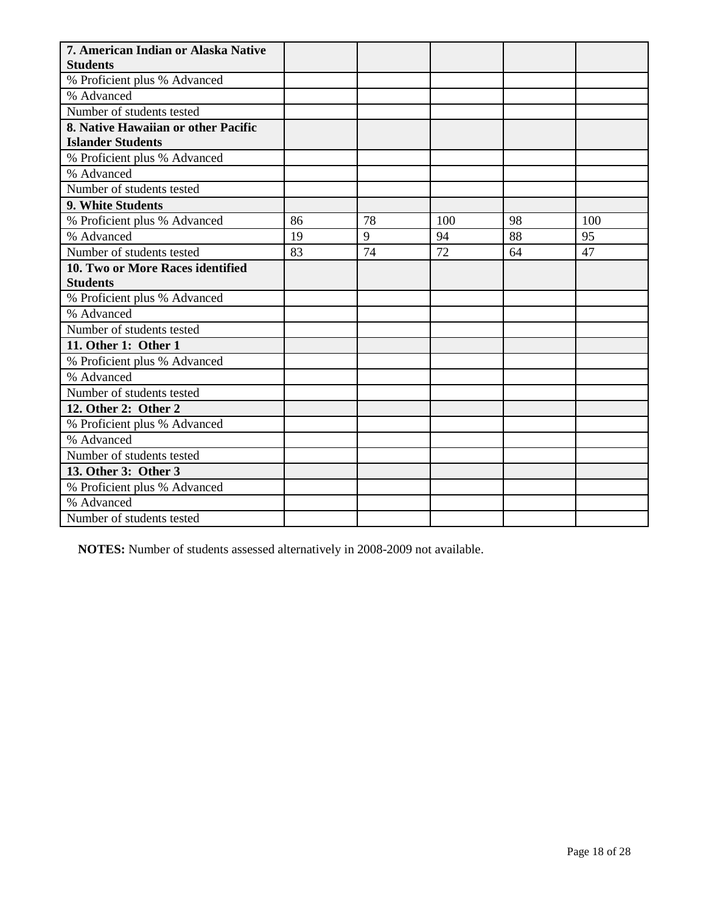| 7. American Indian or Alaska Native Students | | | | | |
|---|---|---|---|---|---|
| % Proficient plus % Advanced | | | | | |
| % Advanced | | | | | |
| Number of students tested | | | | | |
| **8. Native Hawaiian or other Pacific Islander Students** | | | | | |
| % Proficient plus % Advanced | | | | | |
| % Advanced | | | | | |
| Number of students tested | | | | | |
| **9. White Students** | | | | | |
| % Proficient plus % Advanced | 86 | 78 | 100 | 98 | 100 |
| % Advanced | 19 | 9 | 94 | 88 | 95 |
| Number of students tested | 83 | 74 | 72 | 64 | 47 |
| **10. Two or More Races identified Students** | | | | | |
| % Proficient plus % Advanced | | | | | |
| % Advanced | | | | | |
| Number of students tested | | | | | |
| **11. Other 1: Other 1** | | | | | |
| % Proficient plus % Advanced | | | | | |
| % Advanced | | | | | |
| Number of students tested | | | | | |
| **12. Other 2: Other 2** | | | | | |
| % Proficient plus % Advanced | | | | | |
| % Advanced | | | | | |
| Number of students tested | | | | | |
| **13. Other 3: Other 3** | | | | | |
| % Proficient plus % Advanced | | | | | |
| % Advanced | | | | | |
| Number of students tested | | | | | |

**NOTES:** Number of students assessed alternatively in 2008-2009 not available.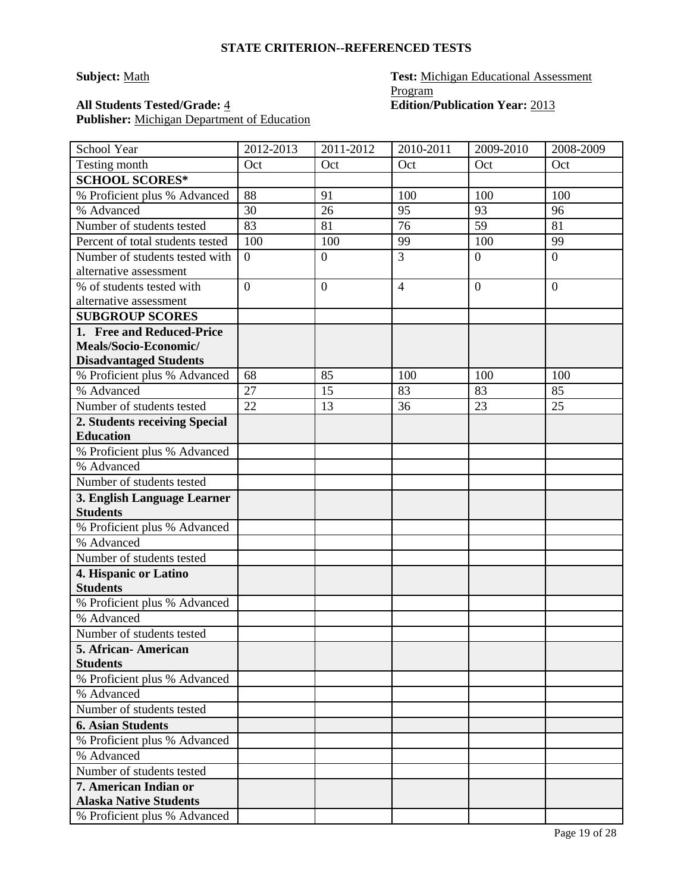## STATE CRITERION--REFERENCED TESTS

**Subject:** Math

**Test:** Michigan Educational Assessment Program

**All Students Tested/Grade:** 4

**Edition/Publication Year:** 2013

**Publisher:** Michigan Department of Education

| School Year | 2012-2013 | 2011-2012 | 2010-2011 | 2009-2010 | 2008-2009 |
|---|---|---|---|---|---|
| Testing month | Oct | Oct | Oct | Oct | Oct |
| **SCHOOL SCORES*** | | | | | |
| % Proficient plus % Advanced | 88 | 91 | 100 | 100 | 100 |
| % Advanced | 30 | 26 | 95 | 93 | 96 |
| Number of students tested | 83 | 81 | 76 | 59 | 81 |
| Percent of total students tested | 100 | 100 | 99 | 100 | 99 |
| Number of students tested with alternative assessment | 0 | 0 | 3 | 0 | 0 |
| % of students tested with alternative assessment | 0 | 0 | 4 | 0 | 0 |
| **SUBGROUP SCORES** | | | | | |
| **1. Free and Reduced-Price Meals/Socio-Economic/ Disadvantaged Students** | | | | | |
| % Proficient plus % Advanced | 68 | 85 | 100 | 100 | 100 |
| % Advanced | 27 | 15 | 83 | 83 | 85 |
| Number of students tested | 22 | 13 | 36 | 23 | 25 |
| **2. Students receiving Special Education** | | | | | |
| % Proficient plus % Advanced | | | | | |
| % Advanced | | | | | |
| Number of students tested | | | | | |
| **3. English Language Learner Students** | | | | | |
| % Proficient plus % Advanced | | | | | |
| % Advanced | | | | | |
| Number of students tested | | | | | |
| **4. Hispanic or Latino Students** | | | | | |
| % Proficient plus % Advanced | | | | | |
| % Advanced | | | | | |
| Number of students tested | | | | | |
| **5. African- American Students** | | | | | |
| % Proficient plus % Advanced | | | | | |
| % Advanced | | | | | |
| Number of students tested | | | | | |
| **6. Asian Students** | | | | | |
| % Proficient plus % Advanced | | | | | |
| % Advanced | | | | | |
| Number of students tested | | | | | |
| **7. American Indian or Alaska Native Students** | | | | | |
| % Proficient plus % Advanced | | | | | |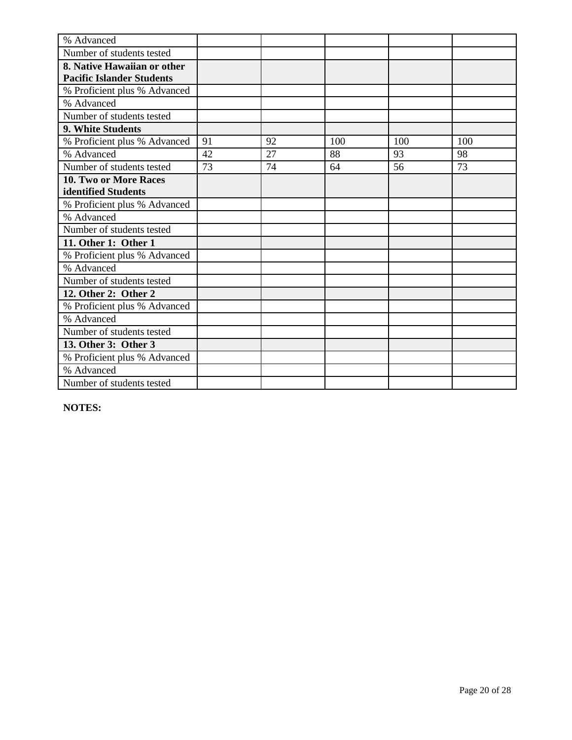| % Advanced | | | | | |
|---|---|---|---|---|---|
| Number of students tested | | | | | |
| **8. Native Hawaiian or other Pacific Islander Students** | | | | | |
| % Proficient plus % Advanced | | | | | |
| % Advanced | | | | | |
| Number of students tested | | | | | |
| **9. White Students** | | | | | |
| % Proficient plus % Advanced | 91 | 92 | 100 | 100 | 100 |
| % Advanced | 42 | 27 | 88 | 93 | 98 |
| Number of students tested | 73 | 74 | 64 | 56 | 73 |
| **10. Two or More Races identified Students** | | | | | |
| % Proficient plus % Advanced | | | | | |
| % Advanced | | | | | |
| Number of students tested | | | | | |
| **11. Other 1: Other 1** | | | | | |
| % Proficient plus % Advanced | | | | | |
| % Advanced | | | | | |
| Number of students tested | | | | | |
| **12. Other 2: Other 2** | | | | | |
| % Proficient plus % Advanced | | | | | |
| % Advanced | | | | | |
| Number of students tested | | | | | |
| **13. Other 3: Other 3** | | | | | |
| % Proficient plus % Advanced | | | | | |
| % Advanced | | | | | |
| Number of students tested | | | | | |

**NOTES:**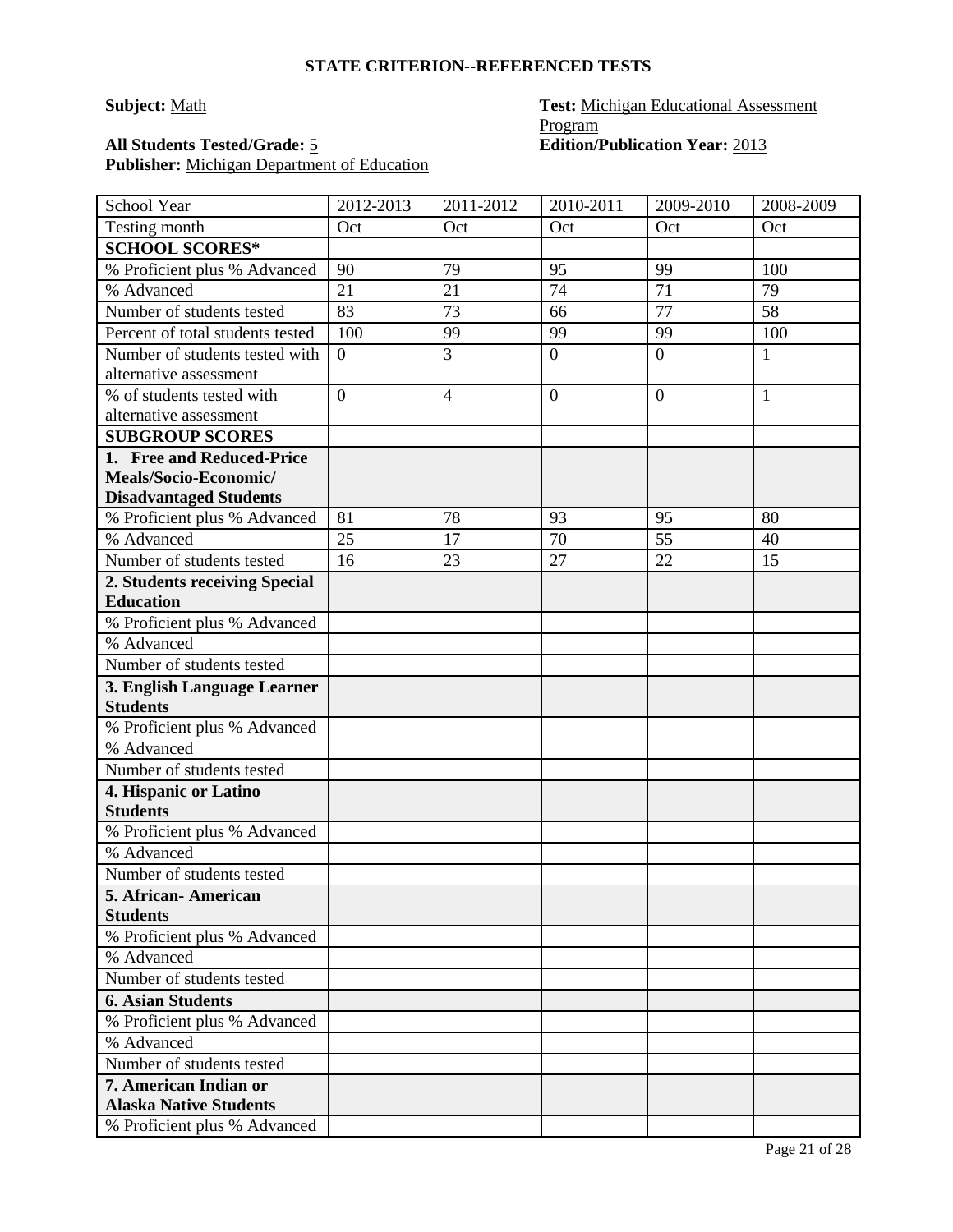## STATE CRITERION--REFERENCED TESTS

**Subject:** Math

**Test:** Michigan Educational Assessment Program

**All Students Tested/Grade:** 5

**Edition/Publication Year:** 2013

**Publisher:** Michigan Department of Education

| School Year | 2012-2013 | 2011-2012 | 2010-2011 | 2009-2010 | 2008-2009 |
|---|---|---|---|---|---|
| Testing month | Oct | Oct | Oct | Oct | Oct |
| **SCHOOL SCORES*** | | | | | |
| % Proficient plus % Advanced | 90 | 79 | 95 | 99 | 100 |
| % Advanced | 21 | 21 | 74 | 71 | 79 |
| Number of students tested | 83 | 73 | 66 | 77 | 58 |
| Percent of total students tested | 100 | 99 | 99 | 99 | 100 |
| Number of students tested with alternative assessment | 0 | 3 | 0 | 0 | 1 |
| % of students tested with alternative assessment | 0 | 4 | 0 | 0 | 1 |
| **SUBGROUP SCORES** | | | | | |
| **1. Free and Reduced-Price Meals/Socio-Economic/ Disadvantaged Students** | | | | | |
| % Proficient plus % Advanced | 81 | 78 | 93 | 95 | 80 |
| % Advanced | 25 | 17 | 70 | 55 | 40 |
| Number of students tested | 16 | 23 | 27 | 22 | 15 |
| **2. Students receiving Special Education** | | | | | |
| % Proficient plus % Advanced | | | | | |
| % Advanced | | | | | |
| Number of students tested | | | | | |
| **3. English Language Learner Students** | | | | | |
| % Proficient plus % Advanced | | | | | |
| % Advanced | | | | | |
| Number of students tested | | | | | |
| **4. Hispanic or Latino Students** | | | | | |
| % Proficient plus % Advanced | | | | | |
| % Advanced | | | | | |
| Number of students tested | | | | | |
| **5. African- American Students** | | | | | |
| % Proficient plus % Advanced | | | | | |
| % Advanced | | | | | |
| Number of students tested | | | | | |
| **6. Asian Students** | | | | | |
| % Proficient plus % Advanced | | | | | |
| % Advanced | | | | | |
| Number of students tested | | | | | |
| **7. American Indian or Alaska Native Students** | | | | | |
| % Proficient plus % Advanced | | | | | |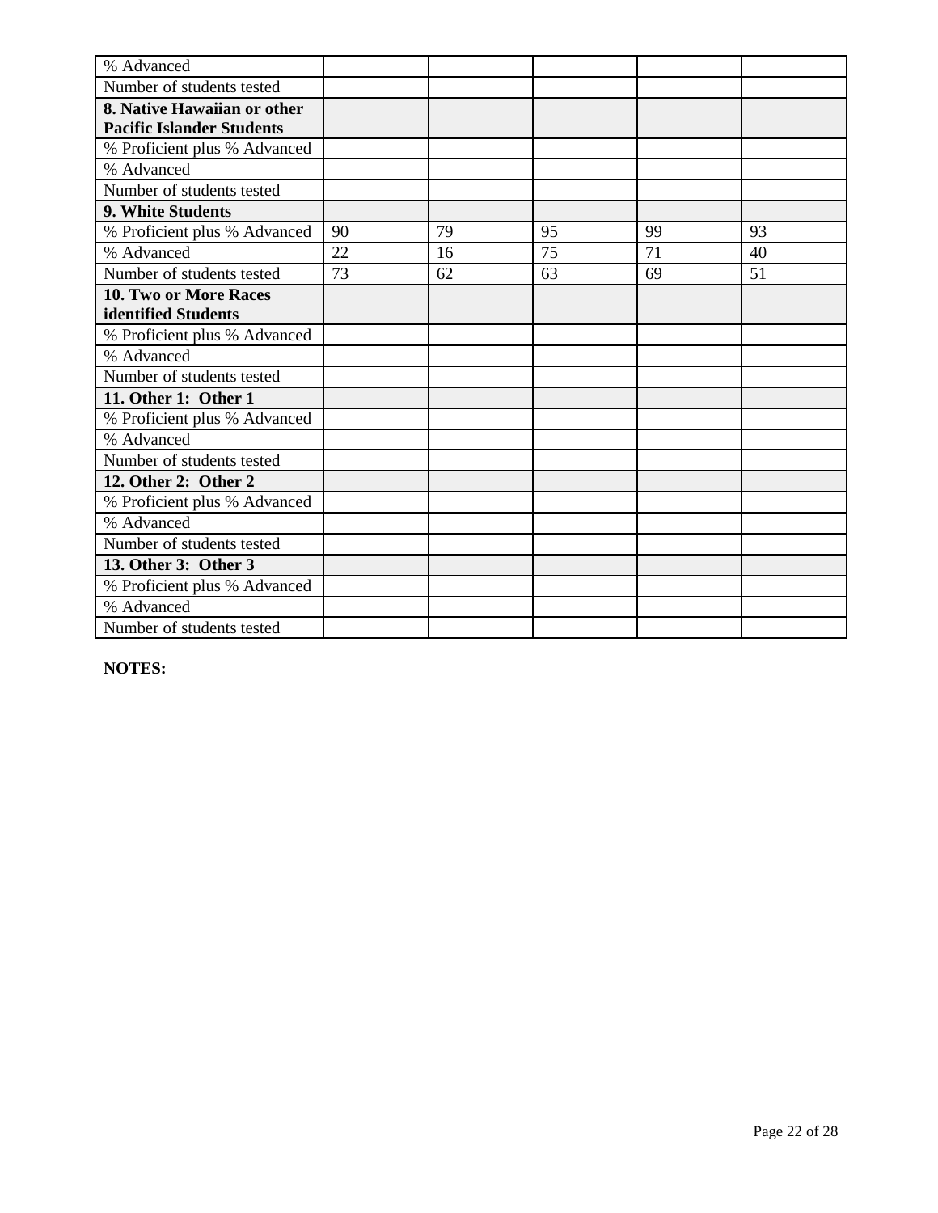| | | | | | |
|---|---|---|---|---|---|
| % Advanced | | | | | |
| Number of students tested | | | | | |
| **8. Native Hawaiian or other Pacific Islander Students** | | | | | |
| % Proficient plus % Advanced | | | | | |
| % Advanced | | | | | |
| Number of students tested | | | | | |
| **9. White Students** | | | | | |
| % Proficient plus % Advanced | 90 | 79 | 95 | 99 | 93 |
| % Advanced | 22 | 16 | 75 | 71 | 40 |
| Number of students tested | 73 | 62 | 63 | 69 | 51 |
| **10. Two or More Races identified Students** | | | | | |
| % Proficient plus % Advanced | | | | | |
| % Advanced | | | | | |
| Number of students tested | | | | | |
| **11. Other 1: Other 1** | | | | | |
| % Proficient plus % Advanced | | | | | |
| % Advanced | | | | | |
| Number of students tested | | | | | |
| **12. Other 2: Other 2** | | | | | |
| % Proficient plus % Advanced | | | | | |
| % Advanced | | | | | |
| Number of students tested | | | | | |
| **13. Other 3: Other 3** | | | | | |
| % Proficient plus % Advanced | | | | | |
| % Advanced | | | | | |
| Number of students tested | | | | | |

**NOTES:**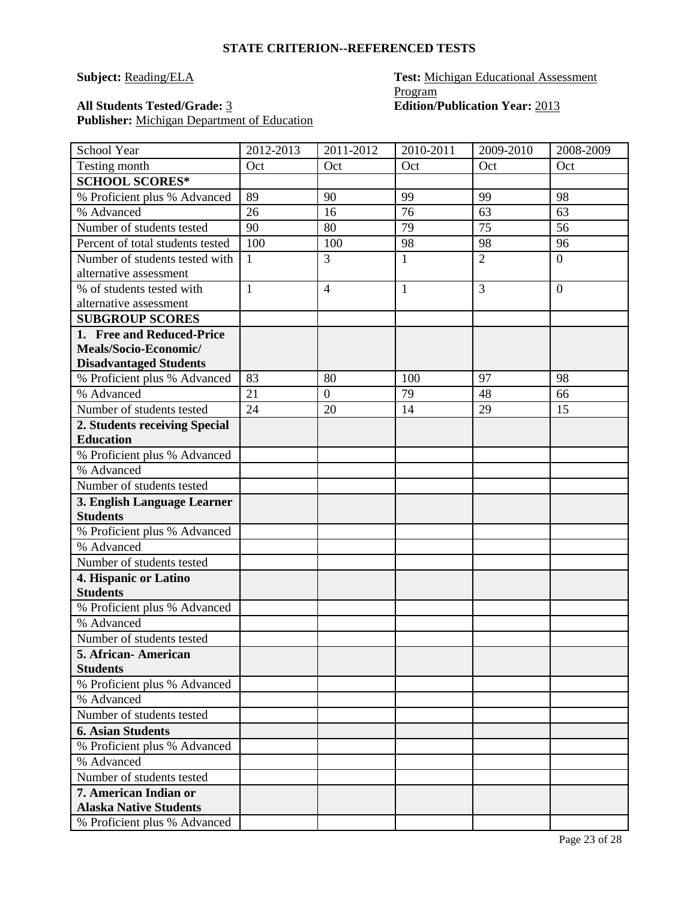## STATE CRITERION--REFERENCED TESTS

**Subject:** Reading/ELA

**Test:** Michigan Educational Assessment Program

**All Students Tested/Grade:** 3

**Edition/Publication Year:** 2013

**Publisher:** Michigan Department of Education

| School Year | 2012-2013 | 2011-2012 | 2010-2011 | 2009-2010 | 2008-2009 |
|---|---|---|---|---|---|
| Testing month | Oct | Oct | Oct | Oct | Oct |
| **SCHOOL SCORES*** | | | | | |
| % Proficient plus % Advanced | 89 | 90 | 99 | 99 | 98 |
| % Advanced | 26 | 16 | 76 | 63 | 63 |
| Number of students tested | 90 | 80 | 79 | 75 | 56 |
| Percent of total students tested | 100 | 100 | 98 | 98 | 96 |
| Number of students tested with alternative assessment | 1 | 3 | 1 | 2 | 0 |
| % of students tested with alternative assessment | 1 | 4 | 1 | 3 | 0 |
| **SUBGROUP SCORES** | | | | | |
| **1. Free and Reduced-Price Meals/Socio-Economic/ Disadvantaged Students** | | | | | |
| % Proficient plus % Advanced | 83 | 80 | 100 | 97 | 98 |
| % Advanced | 21 | 0 | 79 | 48 | 66 |
| Number of students tested | 24 | 20 | 14 | 29 | 15 |
| **2. Students receiving Special Education** | | | | | |
| % Proficient plus % Advanced | | | | | |
| % Advanced | | | | | |
| Number of students tested | | | | | |
| **3. English Language Learner Students** | | | | | |
| % Proficient plus % Advanced | | | | | |
| % Advanced | | | | | |
| Number of students tested | | | | | |
| **4. Hispanic or Latino Students** | | | | | |
| % Proficient plus % Advanced | | | | | |
| % Advanced | | | | | |
| Number of students tested | | | | | |
| **5. African- American Students** | | | | | |
| % Proficient plus % Advanced | | | | | |
| % Advanced | | | | | |
| Number of students tested | | | | | |
| **6. Asian Students** | | | | | |
| % Proficient plus % Advanced | | | | | |
| % Advanced | | | | | |
| Number of students tested | | | | | |
| **7. American Indian or Alaska Native Students** | | | | | |
| % Proficient plus % Advanced | | | | | |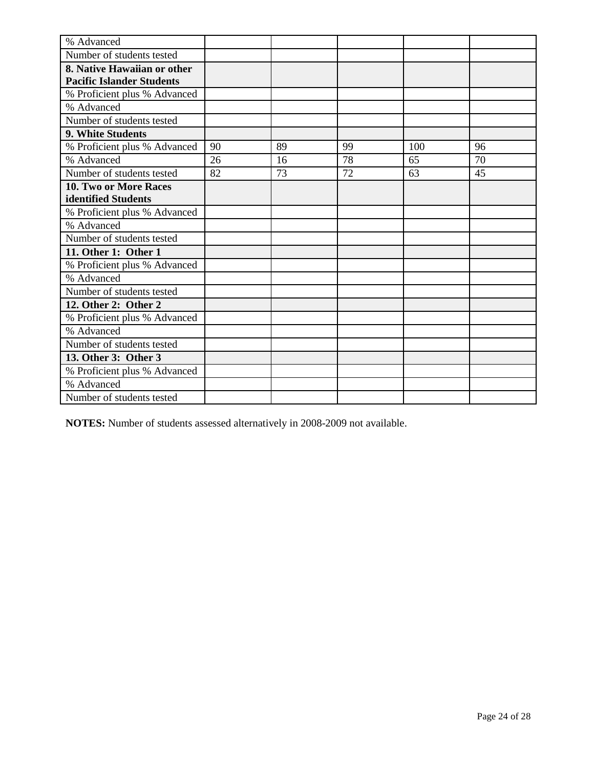| | | | | | |
|---|---|---|---|---|---|
| % Advanced | | | | | |
| Number of students tested | | | | | |
| **8. Native Hawaiian or other Pacific Islander Students** | | | | | |
| % Proficient plus % Advanced | | | | | |
| % Advanced | | | | | |
| Number of students tested | | | | | |
| **9. White Students** | | | | | |
| % Proficient plus % Advanced | 90 | 89 | 99 | 100 | 96 |
| % Advanced | 26 | 16 | 78 | 65 | 70 |
| Number of students tested | 82 | 73 | 72 | 63 | 45 |
| **10. Two or More Races identified Students** | | | | | |
| % Proficient plus % Advanced | | | | | |
| % Advanced | | | | | |
| Number of students tested | | | | | |
| **11. Other 1: Other 1** | | | | | |
| % Proficient plus % Advanced | | | | | |
| % Advanced | | | | | |
| Number of students tested | | | | | |
| **12. Other 2: Other 2** | | | | | |
| % Proficient plus % Advanced | | | | | |
| % Advanced | | | | | |
| Number of students tested | | | | | |
| **13. Other 3: Other 3** | | | | | |
| % Proficient plus % Advanced | | | | | |
| % Advanced | | | | | |
| Number of students tested | | | | | |

**NOTES:** Number of students assessed alternatively in 2008-2009 not available.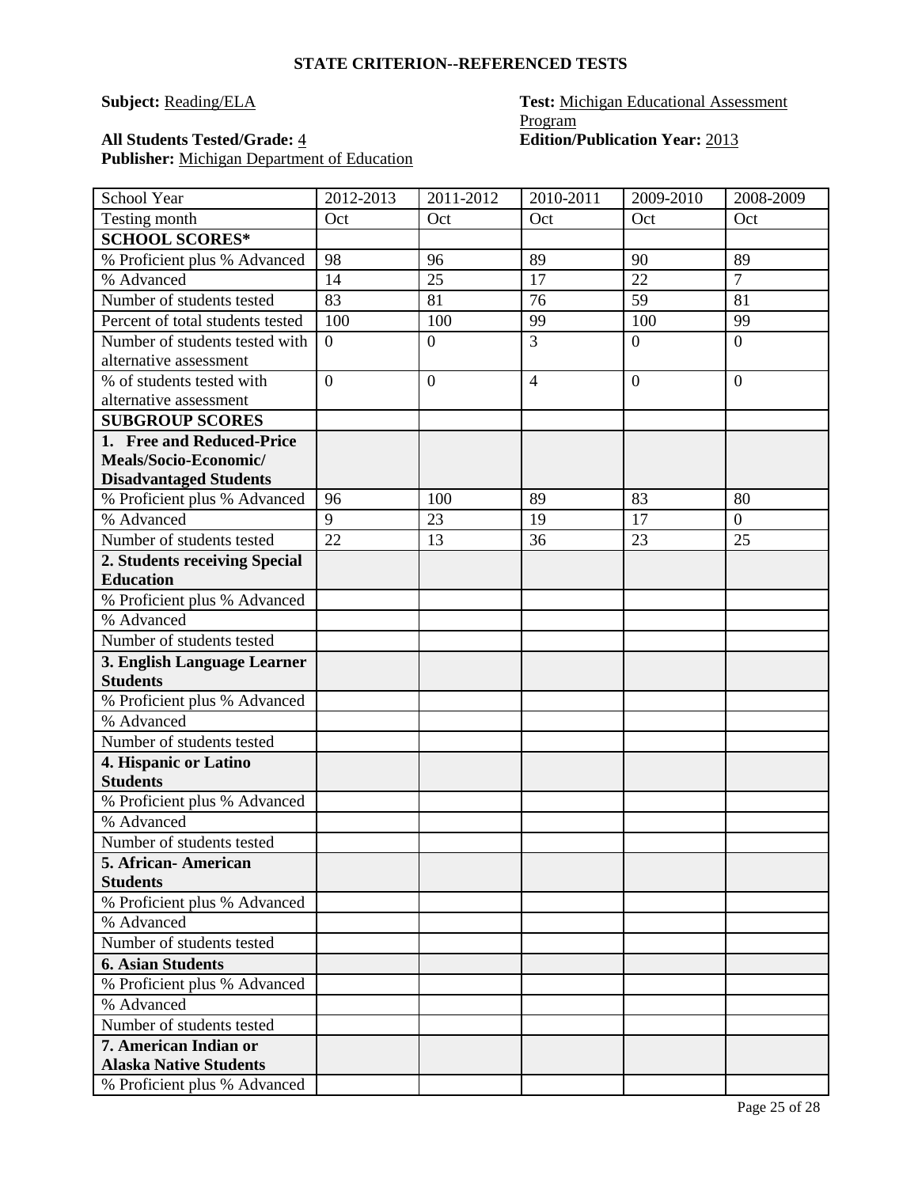## STATE CRITERION--REFERENCED TESTS

**Subject:** Reading/ELA
**Test:** Michigan Educational Assessment Program
**All Students Tested/Grade:** 4
**Edition/Publication Year:** 2013
**Publisher:** Michigan Department of Education

| School Year | 2012-2013 | 2011-2012 | 2010-2011 | 2009-2010 | 2008-2009 |
|---|---|---|---|---|---|
| Testing month | Oct | Oct | Oct | Oct | Oct |
| **SCHOOL SCORES*** | | | | | |
| % Proficient plus % Advanced | 98 | 96 | 89 | 90 | 89 |
| % Advanced | 14 | 25 | 17 | 22 | 7 |
| Number of students tested | 83 | 81 | 76 | 59 | 81 |
| Percent of total students tested | 100 | 100 | 99 | 100 | 99 |
| Number of students tested with alternative assessment | 0 | 0 | 3 | 0 | 0 |
| % of students tested with alternative assessment | 0 | 0 | 4 | 0 | 0 |
| **SUBGROUP SCORES** | | | | | |
| **1. Free and Reduced-Price Meals/Socio-Economic/ Disadvantaged Students** | | | | | |
| % Proficient plus % Advanced | 96 | 100 | 89 | 83 | 80 |
| % Advanced | 9 | 23 | 19 | 17 | 0 |
| Number of students tested | 22 | 13 | 36 | 23 | 25 |
| **2. Students receiving Special Education** | | | | | |
| % Proficient plus % Advanced | | | | | |
| % Advanced | | | | | |
| Number of students tested | | | | | |
| **3. English Language Learner Students** | | | | | |
| % Proficient plus % Advanced | | | | | |
| % Advanced | | | | | |
| Number of students tested | | | | | |
| **4. Hispanic or Latino Students** | | | | | |
| % Proficient plus % Advanced | | | | | |
| % Advanced | | | | | |
| Number of students tested | | | | | |
| **5. African- American Students** | | | | | |
| % Proficient plus % Advanced | | | | | |
| % Advanced | | | | | |
| Number of students tested | | | | | |
| **6. Asian Students** | | | | | |
| % Proficient plus % Advanced | | | | | |
| % Advanced | | | | | |
| Number of students tested | | | | | |
| **7. American Indian or Alaska Native Students** | | | | | |
| % Proficient plus % Advanced | | | | | |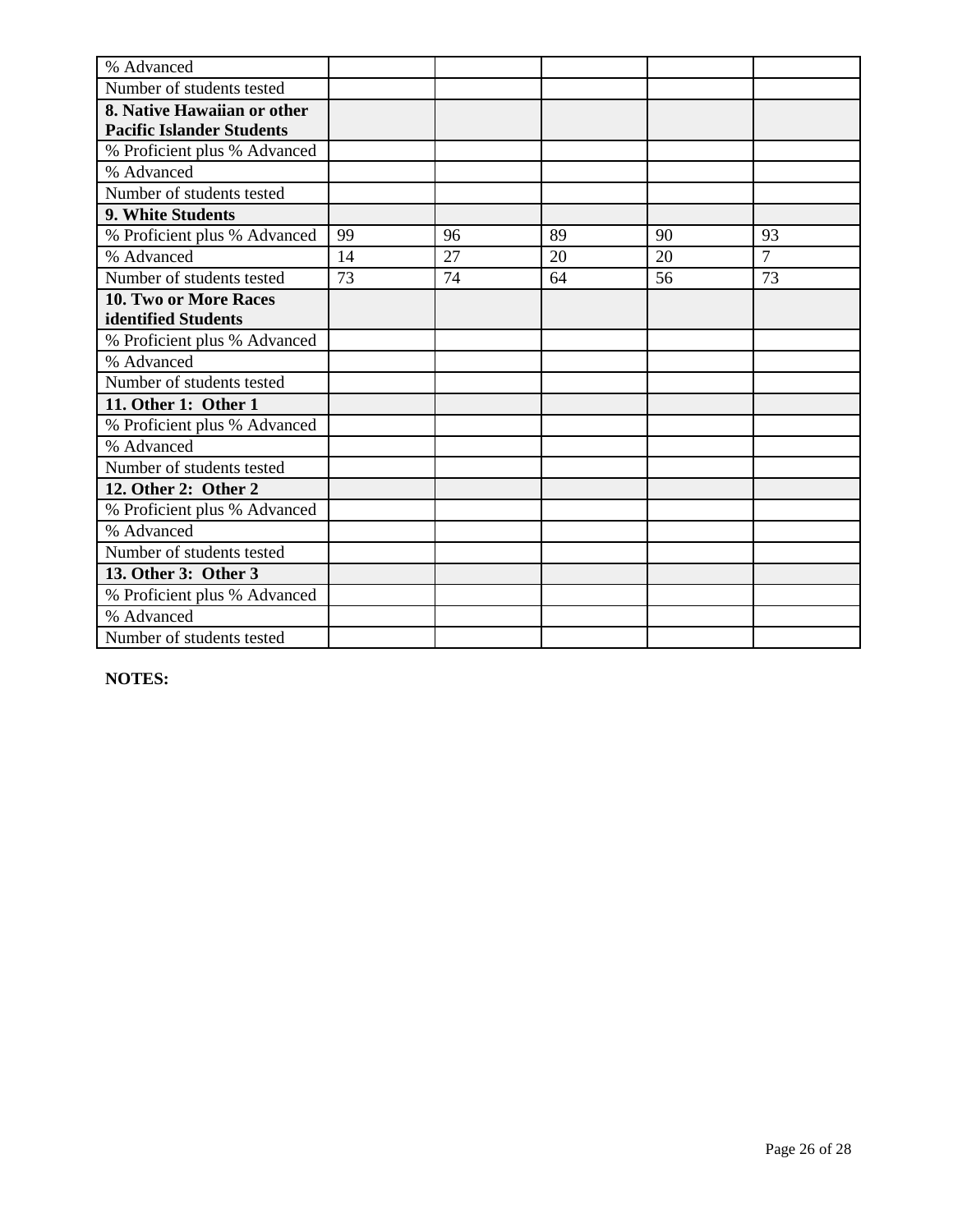| % Advanced | | | | | |
|---|---|---|---|---|---|
| Number of students tested | | | | | |
| **8. Native Hawaiian or other Pacific Islander Students** | | | | | |
| % Proficient plus % Advanced | | | | | |
| % Advanced | | | | | |
| Number of students tested | | | | | |
| **9. White Students** | | | | | |
| % Proficient plus % Advanced | 99 | 96 | 89 | 90 | 93 |
| % Advanced | 14 | 27 | 20 | 20 | 7 |
| Number of students tested | 73 | 74 | 64 | 56 | 73 |
| **10. Two or More Races identified Students** | | | | | |
| % Proficient plus % Advanced | | | | | |
| % Advanced | | | | | |
| Number of students tested | | | | | |
| **11. Other 1: Other 1** | | | | | |
| % Proficient plus % Advanced | | | | | |
| % Advanced | | | | | |
| Number of students tested | | | | | |
| **12. Other 2: Other 2** | | | | | |
| % Proficient plus % Advanced | | | | | |
| % Advanced | | | | | |
| Number of students tested | | | | | |
| **13. Other 3: Other 3** | | | | | |
| % Proficient plus % Advanced | | | | | |
| % Advanced | | | | | |
| Number of students tested | | | | | |

**NOTES:**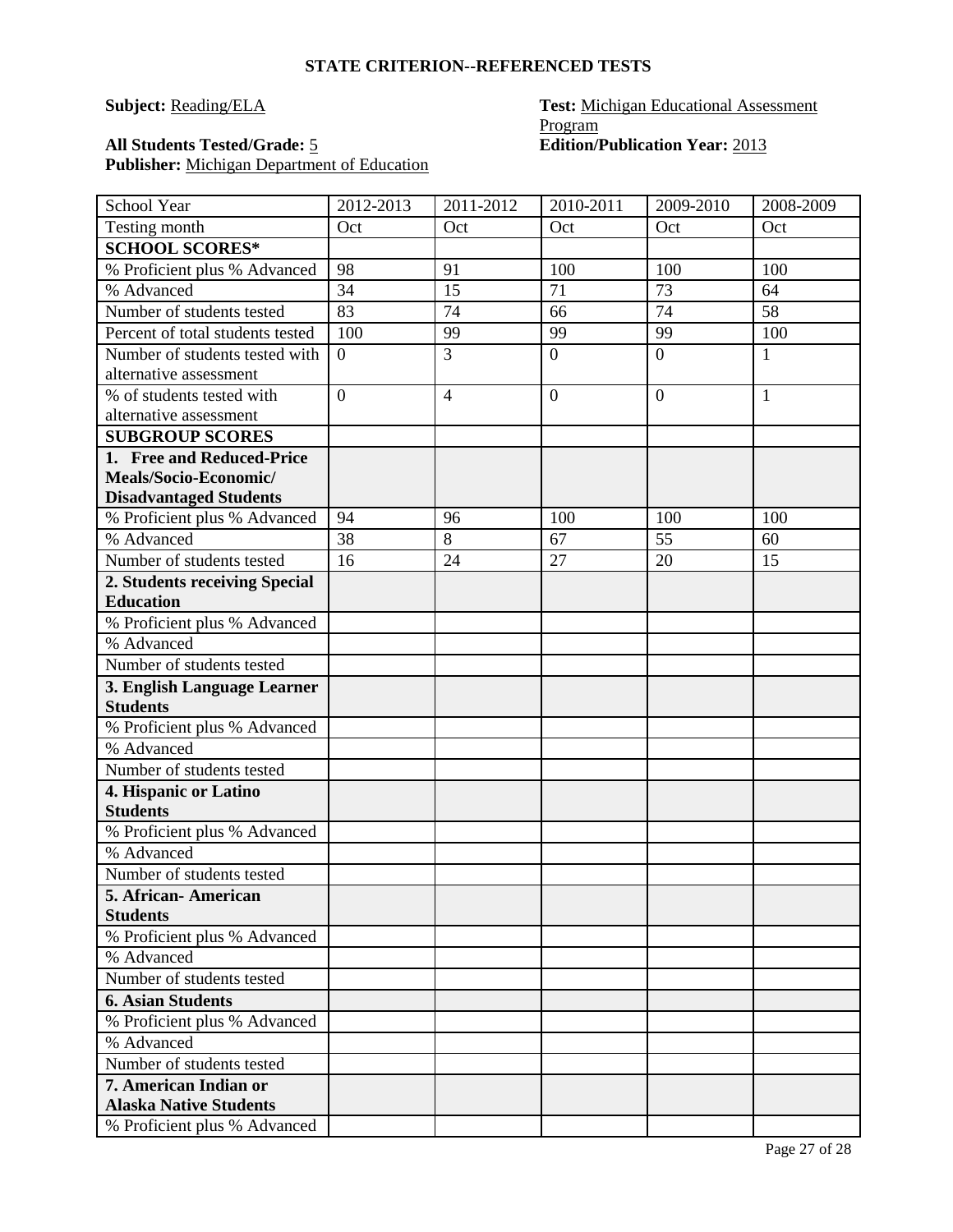### STATE CRITERION--REFERENCED TESTS

**Subject:** Reading/ELA

**Test:** Michigan Educational Assessment Program

**All Students Tested/Grade:** 5

**Edition/Publication Year:** 2013

**Publisher:** Michigan Department of Education

| School Year | 2012-2013 | 2011-2012 | 2010-2011 | 2009-2010 | 2008-2009 |
|---|---|---|---|---|---|
| Testing month | Oct | Oct | Oct | Oct | Oct |
| **SCHOOL SCORES*** | | | | | |
| % Proficient plus % Advanced | 98 | 91 | 100 | 100 | 100 |
| % Advanced | 34 | 15 | 71 | 73 | 64 |
| Number of students tested | 83 | 74 | 66 | 74 | 58 |
| Percent of total students tested | 100 | 99 | 99 | 99 | 100 |
| Number of students tested with alternative assessment | 0 | 3 | 0 | 0 | 1 |
| % of students tested with alternative assessment | 0 | 4 | 0 | 0 | 1 |
| **SUBGROUP SCORES** | | | | | |
| **1. Free and Reduced-Price Meals/Socio-Economic/ Disadvantaged Students** | | | | | |
| % Proficient plus % Advanced | 94 | 96 | 100 | 100 | 100 |
| % Advanced | 38 | 8 | 67 | 55 | 60 |
| Number of students tested | 16 | 24 | 27 | 20 | 15 |
| **2. Students receiving Special Education** | | | | | |
| % Proficient plus % Advanced | | | | | |
| % Advanced | | | | | |
| Number of students tested | | | | | |
| **3. English Language Learner Students** | | | | | |
| % Proficient plus % Advanced | | | | | |
| % Advanced | | | | | |
| Number of students tested | | | | | |
| **4. Hispanic or Latino Students** | | | | | |
| % Proficient plus % Advanced | | | | | |
| % Advanced | | | | | |
| Number of students tested | | | | | |
| **5. African- American Students** | | | | | |
| % Proficient plus % Advanced | | | | | |
| % Advanced | | | | | |
| Number of students tested | | | | | |
| **6. Asian Students** | | | | | |
| % Proficient plus % Advanced | | | | | |
| % Advanced | | | | | |
| Number of students tested | | | | | |
| **7. American Indian or Alaska Native Students** | | | | | |
| % Proficient plus % Advanced | | | | | |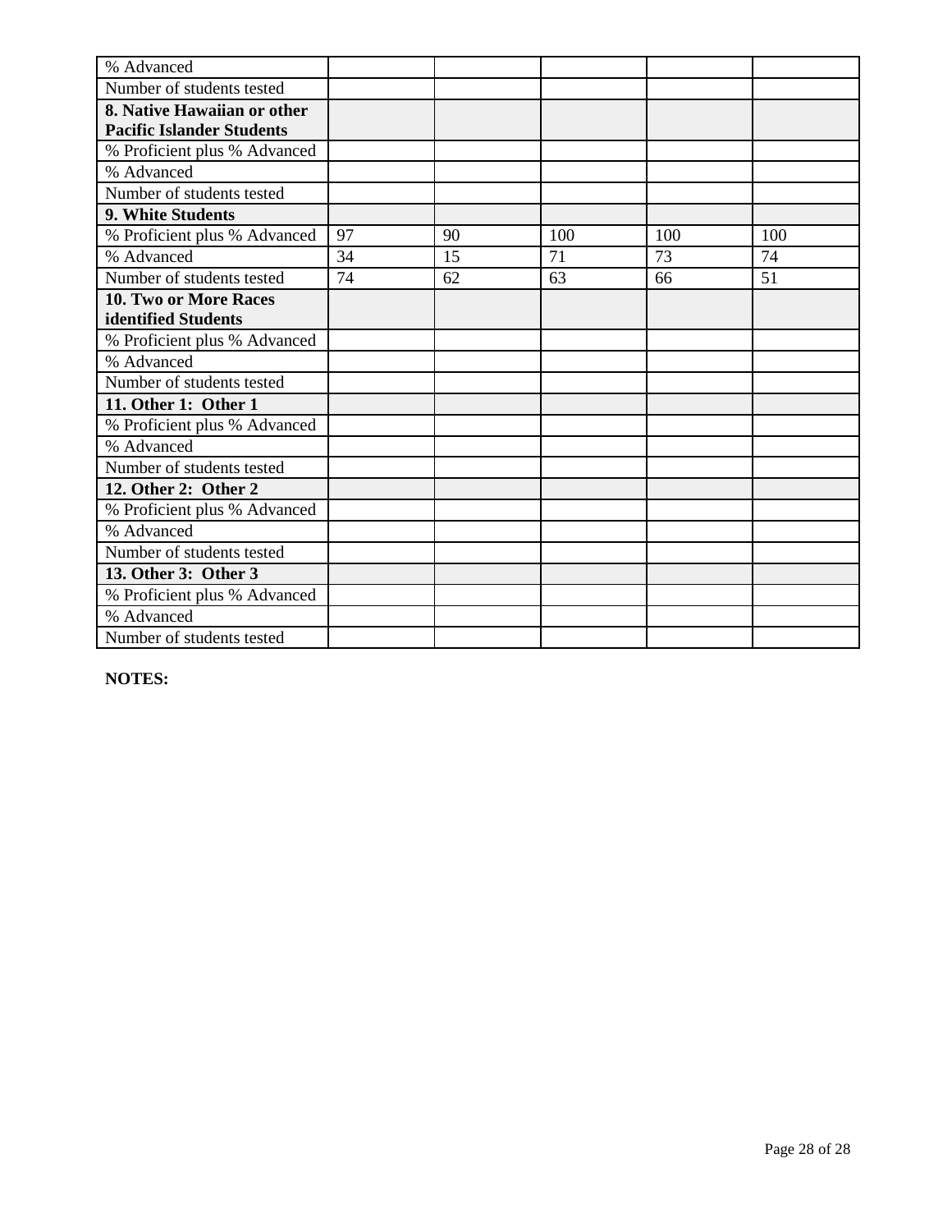| | | | | | |
|---|---|---|---|---|---|
| % Advanced | | | | | |
| Number of students tested | | | | | |
| **8. Native Hawaiian or other Pacific Islander Students** | | | | | |
| % Proficient plus % Advanced | | | | | |
| % Advanced | | | | | |
| Number of students tested | | | | | |
| **9. White Students** | | | | | |
| % Proficient plus % Advanced | 97 | 90 | 100 | 100 | 100 |
| % Advanced | 34 | 15 | 71 | 73 | 74 |
| Number of students tested | 74 | 62 | 63 | 66 | 51 |
| **10. Two or More Races identified Students** | | | | | |
| % Proficient plus % Advanced | | | | | |
| % Advanced | | | | | |
| Number of students tested | | | | | |
| **11. Other 1: Other 1** | | | | | |
| % Proficient plus % Advanced | | | | | |
| % Advanced | | | | | |
| Number of students tested | | | | | |
| **12. Other 2: Other 2** | | | | | |
| % Proficient plus % Advanced | | | | | |
| % Advanced | | | | | |
| Number of students tested | | | | | |
| **13. Other 3: Other 3** | | | | | |
| % Proficient plus % Advanced | | | | | |
| % Advanced | | | | | |
| Number of students tested | | | | | |

**NOTES:**